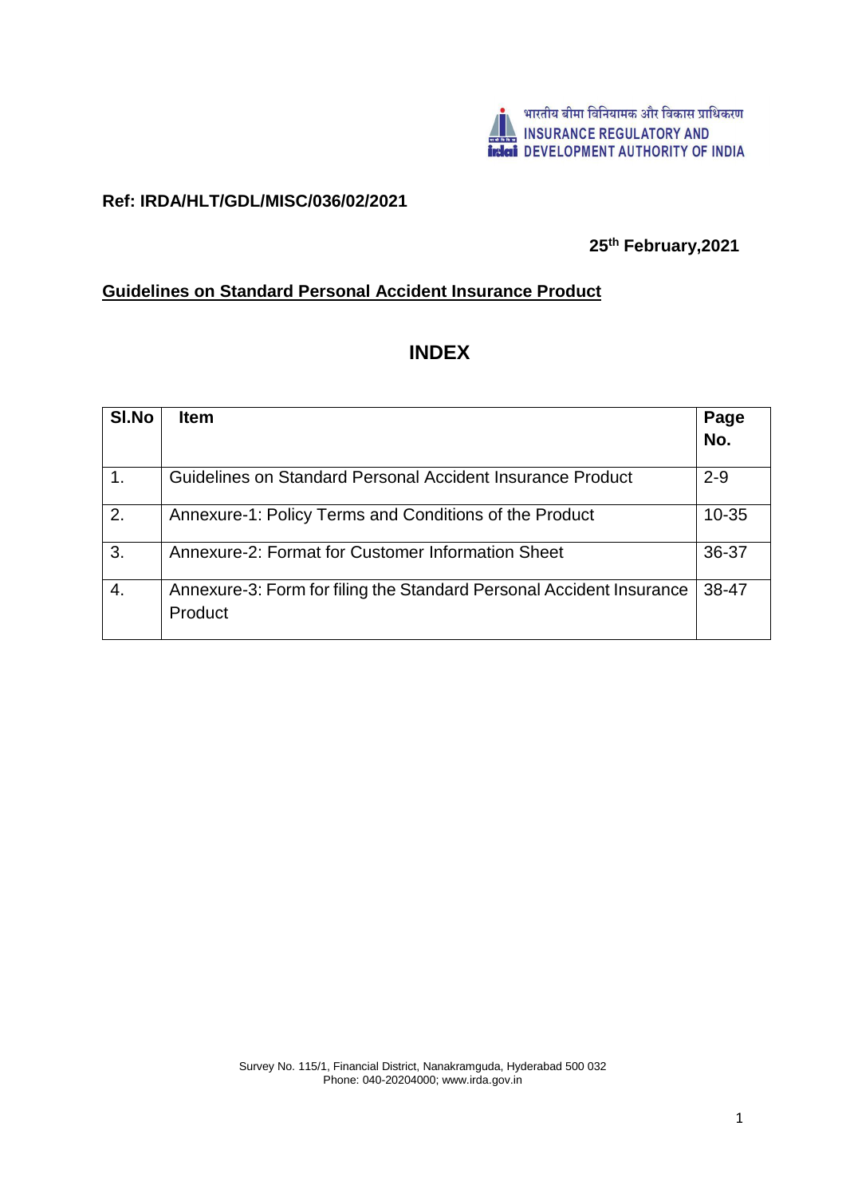भारतीय बीमा विनियामक और विकास प्राधिकरण
INSURANCE REGULATORY AND DEVELOPMENT AUTHORITY OF INDIA

**Ref: IRDA/HLT/GDL/MISC/036/02/2021**

**25th February,2021**

**Guidelines on Standard Personal Accident Insurance Product**

## INDEX

| Sl.No | Item | Page No. |
|---|---|---|
| 1. | Guidelines on Standard Personal Accident Insurance Product | 2-9 |
| 2. | Annexure-1: Policy Terms and Conditions of the Product | 10-35 |
| 3. | Annexure-2: Format for Customer Information Sheet | 36-37 |
| 4. | Annexure-3: Form for filing the Standard Personal Accident Insurance Product | 38-47 |

Survey No. 115/1, Financial District, Nanakramguda, Hyderabad 500 032
Phone: 040-20204000; www.irda.gov.in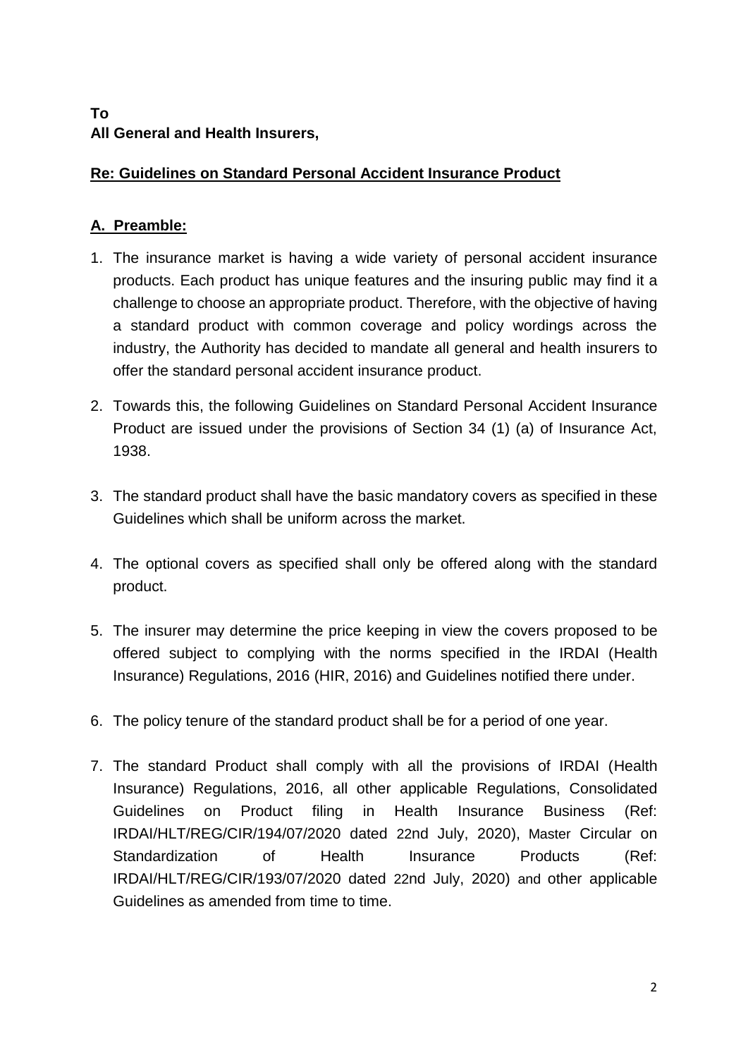**To**
**All General and Health Insurers,**

**Re: Guidelines on Standard Personal Accident Insurance Product**

## A. Preamble:

1. The insurance market is having a wide variety of personal accident insurance products. Each product has unique features and the insuring public may find it a challenge to choose an appropriate product. Therefore, with the objective of having a standard product with common coverage and policy wordings across the industry, the Authority has decided to mandate all general and health insurers to offer the standard personal accident insurance product.

2. Towards this, the following Guidelines on Standard Personal Accident Insurance Product are issued under the provisions of Section 34 (1) (a) of Insurance Act, 1938.

3. The standard product shall have the basic mandatory covers as specified in these Guidelines which shall be uniform across the market.

4. The optional covers as specified shall only be offered along with the standard product.

5. The insurer may determine the price keeping in view the covers proposed to be offered subject to complying with the norms specified in the IRDAI (Health Insurance) Regulations, 2016 (HIR, 2016) and Guidelines notified there under.

6. The policy tenure of the standard product shall be for a period of one year.

7. The standard Product shall comply with all the provisions of IRDAI (Health Insurance) Regulations, 2016, all other applicable Regulations, Consolidated Guidelines on Product filing in Health Insurance Business (Ref: IRDAI/HLT/REG/CIR/194/07/2020 dated 22nd July, 2020), Master Circular on Standardization of Health Insurance Products (Ref: IRDAI/HLT/REG/CIR/193/07/2020 dated 22nd July, 2020) and other applicable Guidelines as amended from time to time.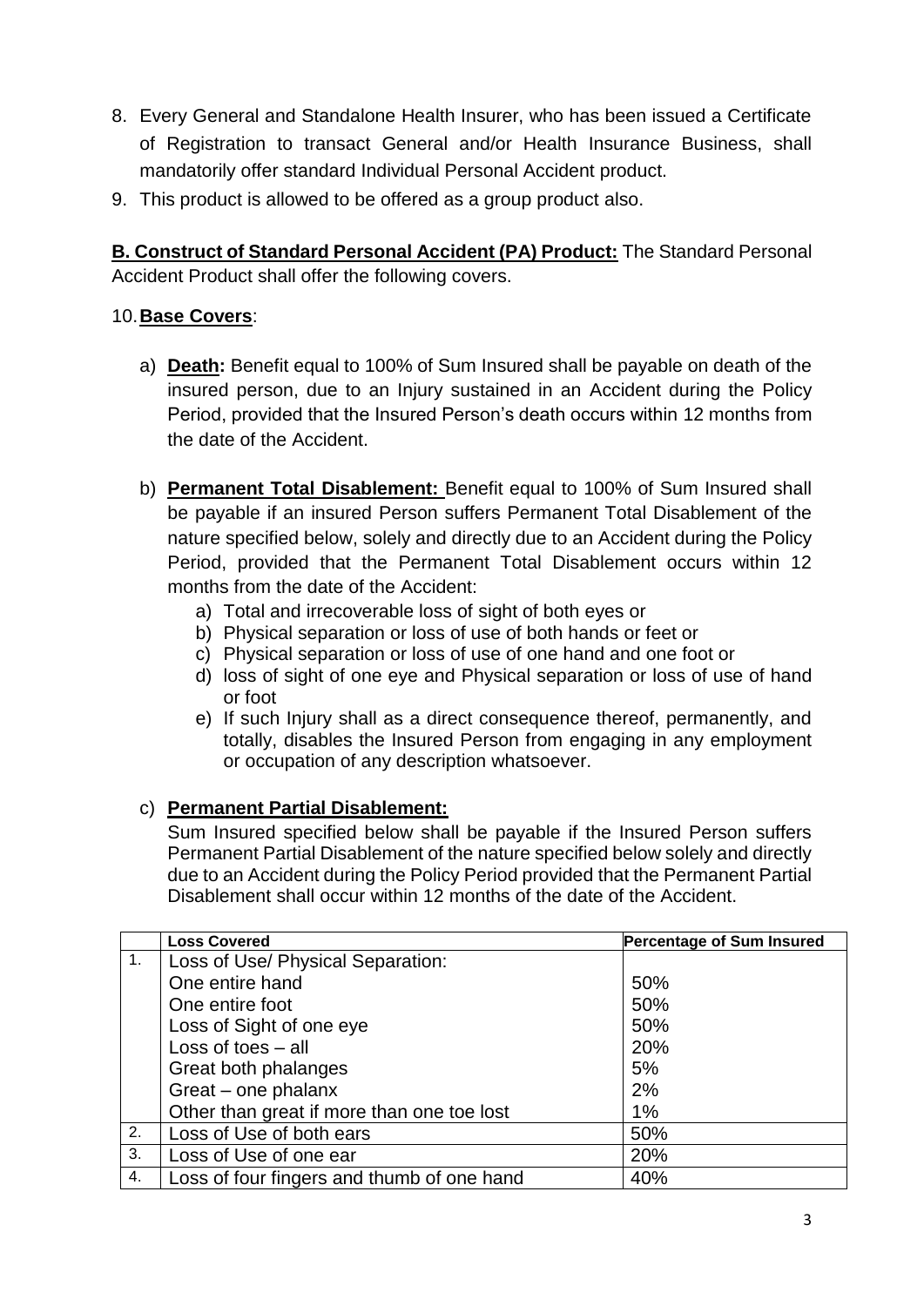8. Every General and Standalone Health Insurer, who has been issued a Certificate of Registration to transact General and/or Health Insurance Business, shall mandatorily offer standard Individual Personal Accident product.
9. This product is allowed to be offered as a group product also.

**B. Construct of Standard Personal Accident (PA) Product:** The Standard Personal Accident Product shall offer the following covers.

10. **Base Covers**:

   a) **Death:** Benefit equal to 100% of Sum Insured shall be payable on death of the insured person, due to an Injury sustained in an Accident during the Policy Period, provided that the Insured Person's death occurs within 12 months from the date of the Accident.

   b) **Permanent Total Disablement:** Benefit equal to 100% of Sum Insured shall be payable if an insured Person suffers Permanent Total Disablement of the nature specified below, solely and directly due to an Accident during the Policy Period, provided that the Permanent Total Disablement occurs within 12 months from the date of the Accident:
      a) Total and irrecoverable loss of sight of both eyes or
      b) Physical separation or loss of use of both hands or feet or
      c) Physical separation or loss of use of one hand and one foot or
      d) loss of sight of one eye and Physical separation or loss of use of hand or foot
      e) If such Injury shall as a direct consequence thereof, permanently, and totally, disables the Insured Person from engaging in any employment or occupation of any description whatsoever.

   c) **Permanent Partial Disablement:**
   Sum Insured specified below shall be payable if the Insured Person suffers Permanent Partial Disablement of the nature specified below solely and directly due to an Accident during the Policy Period provided that the Permanent Partial Disablement shall occur within 12 months of the date of the Accident.

| | **Loss Covered** | **Percentage of Sum Insured** |
|---|---|---|
| 1. | Loss of Use/ Physical Separation: | |
| | One entire hand | 50% |
| | One entire foot | 50% |
| | Loss of Sight of one eye | 50% |
| | Loss of toes – all | 20% |
| | Great both phalanges | 5% |
| | Great – one phalanx | 2% |
| | Other than great if more than one toe lost | 1% |
| 2. | Loss of Use of both ears | 50% |
| 3. | Loss of Use of one ear | 20% |
| 4. | Loss of four fingers and thumb of one hand | 40% |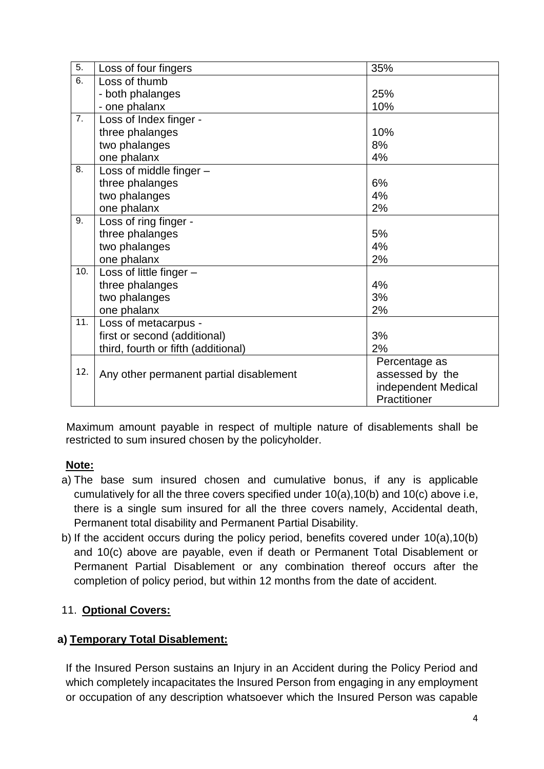| 5. | Loss of four fingers | 35% |
|---|---|---|
| 6. | Loss of thumb<br>- both phalanges<br>- one phalanx | <br>25%<br>10% |
| 7. | Loss of Index finger -<br>three phalanges<br>two phalanges<br>one phalanx | <br>10%<br>8%<br>4% |
| 8. | Loss of middle finger –<br>three phalanges<br>two phalanges<br>one phalanx | <br>6%<br>4%<br>2% |
| 9. | Loss of ring finger -<br>three phalanges<br>two phalanges<br>one phalanx | <br>5%<br>4%<br>2% |
| 10. | Loss of little finger –<br>three phalanges<br>two phalanges<br>one phalanx | <br>4%<br>3%<br>2% |
| 11. | Loss of metacarpus -<br>first or second (additional)<br>third, fourth or fifth (additional) | <br>3%<br>2% |
| 12. | Any other permanent partial disablement | Percentage as assessed by the independent Medical Practitioner |

Maximum amount payable in respect of multiple nature of disablements shall be restricted to sum insured chosen by the policyholder.

**Note:**

a) The base sum insured chosen and cumulative bonus, if any is applicable cumulatively for all the three covers specified under 10(a),10(b) and 10(c) above i.e, there is a single sum insured for all the three covers namely, Accidental death, Permanent total disability and Permanent Partial Disability.

b) If the accident occurs during the policy period, benefits covered under 10(a),10(b) and 10(c) above are payable, even if death or Permanent Total Disablement or Permanent Partial Disablement or any combination thereof occurs after the completion of policy period, but within 12 months from the date of accident.

11. **Optional Covers:**

**a) Temporary Total Disablement:**

If the Insured Person sustains an Injury in an Accident during the Policy Period and which completely incapacitates the Insured Person from engaging in any employment or occupation of any description whatsoever which the Insured Person was capable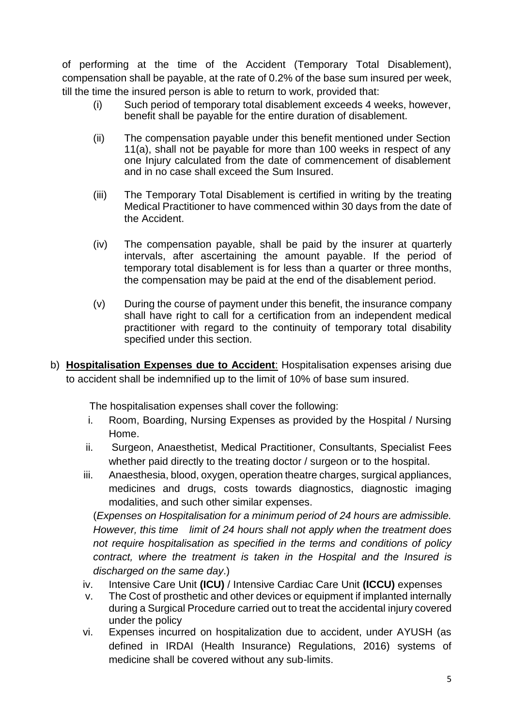of performing at the time of the Accident (Temporary Total Disablement), compensation shall be payable, at the rate of 0.2% of the base sum insured per week, till the time the insured person is able to return to work, provided that:

(i) Such period of temporary total disablement exceeds 4 weeks, however, benefit shall be payable for the entire duration of disablement.

(ii) The compensation payable under this benefit mentioned under Section 11(a), shall not be payable for more than 100 weeks in respect of any one Injury calculated from the date of commencement of disablement and in no case shall exceed the Sum Insured.

(iii) The Temporary Total Disablement is certified in writing by the treating Medical Practitioner to have commenced within 30 days from the date of the Accident.

(iv) The compensation payable, shall be paid by the insurer at quarterly intervals, after ascertaining the amount payable. If the period of temporary total disablement is for less than a quarter or three months, the compensation may be paid at the end of the disablement period.

(v) During the course of payment under this benefit, the insurance company shall have right to call for a certification from an independent medical practitioner with regard to the continuity of temporary total disability specified under this section.

b) **Hospitalisation Expenses due to Accident**: Hospitalisation expenses arising due to accident shall be indemnified up to the limit of 10% of base sum insured.

The hospitalisation expenses shall cover the following:

i. Room, Boarding, Nursing Expenses as provided by the Hospital / Nursing Home.
ii. Surgeon, Anaesthetist, Medical Practitioner, Consultants, Specialist Fees whether paid directly to the treating doctor / surgeon or to the hospital.
iii. Anaesthesia, blood, oxygen, operation theatre charges, surgical appliances, medicines and drugs, costs towards diagnostics, diagnostic imaging modalities, and such other similar expenses.

(*Expenses on Hospitalisation for a minimum period of 24 hours are admissible. However, this time limit of 24 hours shall not apply when the treatment does not require hospitalisation as specified in the terms and conditions of policy contract, where the treatment is taken in the Hospital and the Insured is discharged on the same day*.)

iv. Intensive Care Unit **(ICU)** / Intensive Cardiac Care Unit **(ICCU)** expenses
v. The Cost of prosthetic and other devices or equipment if implanted internally during a Surgical Procedure carried out to treat the accidental injury covered under the policy
vi. Expenses incurred on hospitalization due to accident, under AYUSH (as defined in IRDAI (Health Insurance) Regulations, 2016) systems of medicine shall be covered without any sub-limits.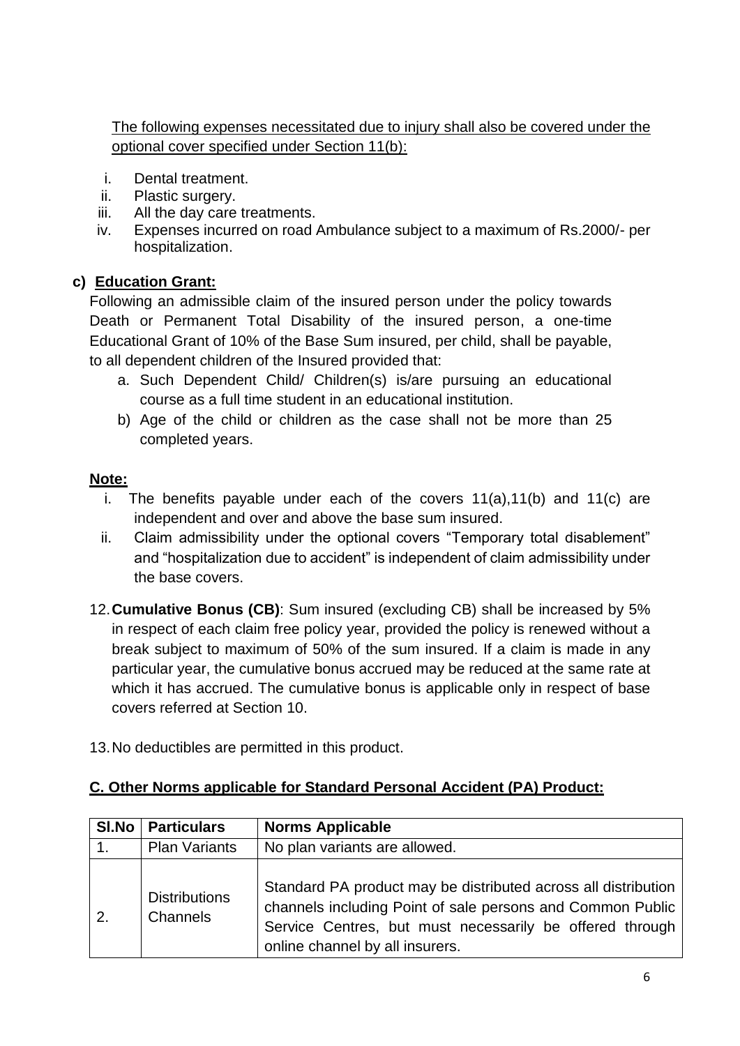The following expenses necessitated due to injury shall also be covered under the optional cover specified under Section 11(b):

i. Dental treatment.
ii. Plastic surgery.
iii. All the day care treatments.
iv. Expenses incurred on road Ambulance subject to a maximum of Rs.2000/- per hospitalization.

**c) Education Grant:**

Following an admissible claim of the insured person under the policy towards Death or Permanent Total Disability of the insured person, a one-time Educational Grant of 10% of the Base Sum insured, per child, shall be payable, to all dependent children of the Insured provided that:

a. Such Dependent Child/ Children(s) is/are pursuing an educational course as a full time student in an educational institution.
b) Age of the child or children as the case shall not be more than 25 completed years.

**Note:**

i. The benefits payable under each of the covers 11(a),11(b) and 11(c) are independent and over and above the base sum insured.
ii. Claim admissibility under the optional covers "Temporary total disablement" and "hospitalization due to accident" is independent of claim admissibility under the base covers.

12. **Cumulative Bonus (CB)**: Sum insured (excluding CB) shall be increased by 5% in respect of each claim free policy year, provided the policy is renewed without a break subject to maximum of 50% of the sum insured. If a claim is made in any particular year, the cumulative bonus accrued may be reduced at the same rate at which it has accrued. The cumulative bonus is applicable only in respect of base covers referred at Section 10.

13. No deductibles are permitted in this product.

**C. Other Norms applicable for Standard Personal Accident (PA) Product:**

| Sl.No | Particulars | Norms Applicable |
|---|---|---|
| 1. | Plan Variants | No plan variants are allowed. |
| 2. | Distributions Channels | Standard PA product may be distributed across all distribution channels including Point of sale persons and Common Public Service Centres, but must necessarily be offered through online channel by all insurers. |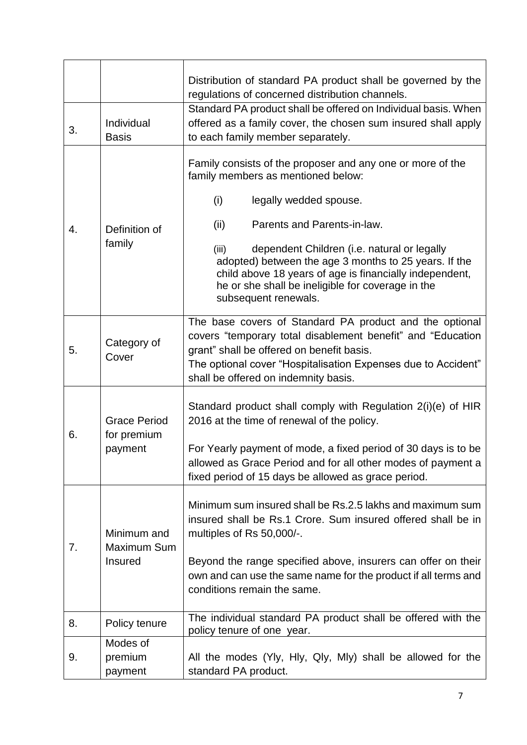| | | |
|---|---|---|
| | | Distribution of standard PA product shall be governed by the regulations of concerned distribution channels. |
| 3. | Individual Basis | Standard PA product shall be offered on Individual basis. When offered as a family cover, the chosen sum insured shall apply to each family member separately. |
| 4. | Definition of family | Family consists of the proposer and any one or more of the family members as mentioned below:<br><br>(i) legally wedded spouse.<br><br>(ii) Parents and Parents-in-law.<br><br>(iii) dependent Children (i.e. natural or legally adopted) between the age 3 months to 25 years. If the child above 18 years of age is financially independent, he or she shall be ineligible for coverage in the subsequent renewals. |
| 5. | Category of Cover | The base covers of Standard PA product and the optional covers "temporary total disablement benefit" and "Education grant" shall be offered on benefit basis.<br>The optional cover "Hospitalisation Expenses due to Accident" shall be offered on indemnity basis. |
| 6. | Grace Period for premium payment | Standard product shall comply with Regulation 2(i)(e) of HIR 2016 at the time of renewal of the policy.<br><br>For Yearly payment of mode, a fixed period of 30 days is to be allowed as Grace Period and for all other modes of payment a fixed period of 15 days be allowed as grace period. |
| 7. | Minimum and Maximum Sum Insured | Minimum sum insured shall be Rs.2.5 lakhs and maximum sum insured shall be Rs.1 Crore. Sum insured offered shall be in multiples of Rs 50,000/-.<br><br>Beyond the range specified above, insurers can offer on their own and can use the same name for the product if all terms and conditions remain the same. |
| 8. | Policy tenure | The individual standard PA product shall be offered with the policy tenure of one year. |
| 9. | Modes of premium payment | All the modes (Yly, Hly, Qly, Mly) shall be allowed for the standard PA product. |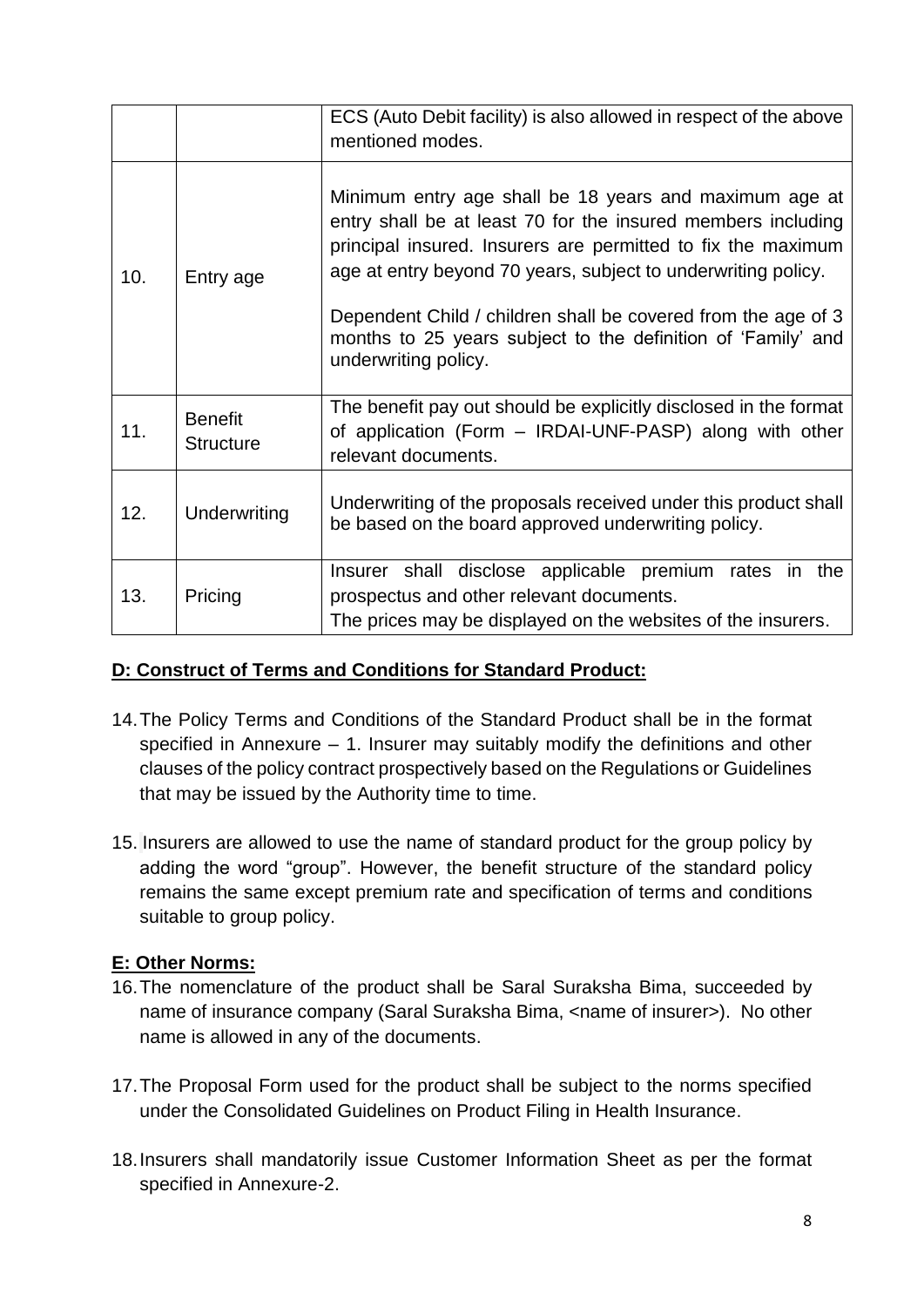|  |  | ECS (Auto Debit facility) is also allowed in respect of the above mentioned modes. |
|---|---|---|
| 10. | Entry age | Minimum entry age shall be 18 years and maximum age at entry shall be at least 70 for the insured members including principal insured. Insurers are permitted to fix the maximum age at entry beyond 70 years, subject to underwriting policy.<br><br>Dependent Child / children shall be covered from the age of 3 months to 25 years subject to the definition of 'Family' and underwriting policy. |
| 11. | Benefit Structure | The benefit pay out should be explicitly disclosed in the format of application (Form – IRDAI-UNF-PASP) along with other relevant documents. |
| 12. | Underwriting | Underwriting of the proposals received under this product shall be based on the board approved underwriting policy. |
| 13. | Pricing | Insurer shall disclose applicable premium rates in the prospectus and other relevant documents.<br>The prices may be displayed on the websites of the insurers. |

## D: Construct of Terms and Conditions for Standard Product:

14. The Policy Terms and Conditions of the Standard Product shall be in the format specified in Annexure – 1. Insurer may suitably modify the definitions and other clauses of the policy contract prospectively based on the Regulations or Guidelines that may be issued by the Authority time to time.

15. Insurers are allowed to use the name of standard product for the group policy by adding the word "group". However, the benefit structure of the standard policy remains the same except premium rate and specification of terms and conditions suitable to group policy.

## E: Other Norms:

16. The nomenclature of the product shall be Saral Suraksha Bima, succeeded by name of insurance company (Saral Suraksha Bima, <name of insurer>). No other name is allowed in any of the documents.

17. The Proposal Form used for the product shall be subject to the norms specified under the Consolidated Guidelines on Product Filing in Health Insurance.

18. Insurers shall mandatorily issue Customer Information Sheet as per the format specified in Annexure-2.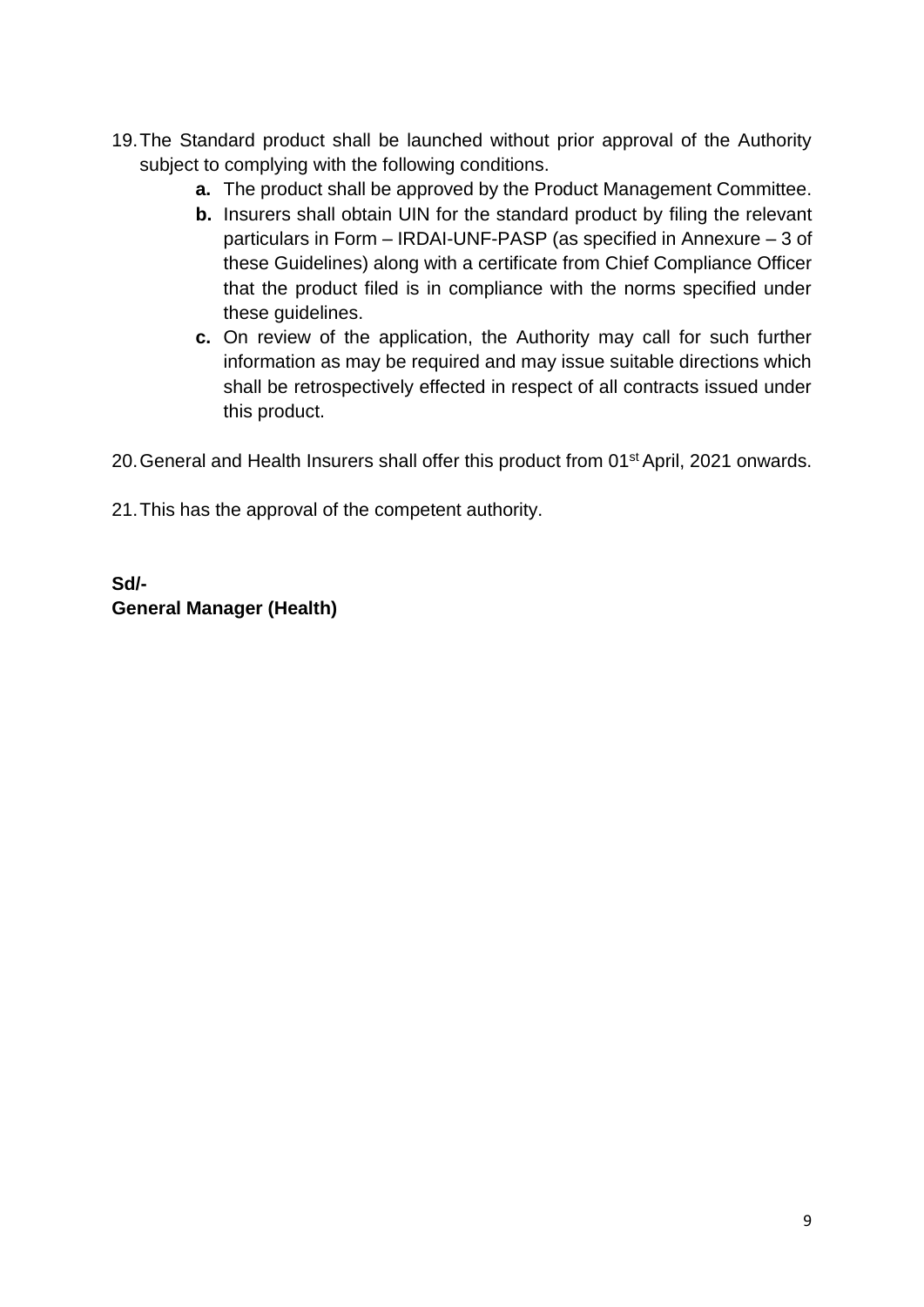19. The Standard product shall be launched without prior approval of the Authority subject to complying with the following conditions.
    - **a.** The product shall be approved by the Product Management Committee.
    - **b.** Insurers shall obtain UIN for the standard product by filing the relevant particulars in Form – IRDAI-UNF-PASP (as specified in Annexure – 3 of these Guidelines) along with a certificate from Chief Compliance Officer that the product filed is in compliance with the norms specified under these guidelines.
    - **c.** On review of the application, the Authority may call for such further information as may be required and may issue suitable directions which shall be retrospectively effected in respect of all contracts issued under this product.

20. General and Health Insurers shall offer this product from 01st April, 2021 onwards.

21. This has the approval of the competent authority.

**Sd/-**
**General Manager (Health)**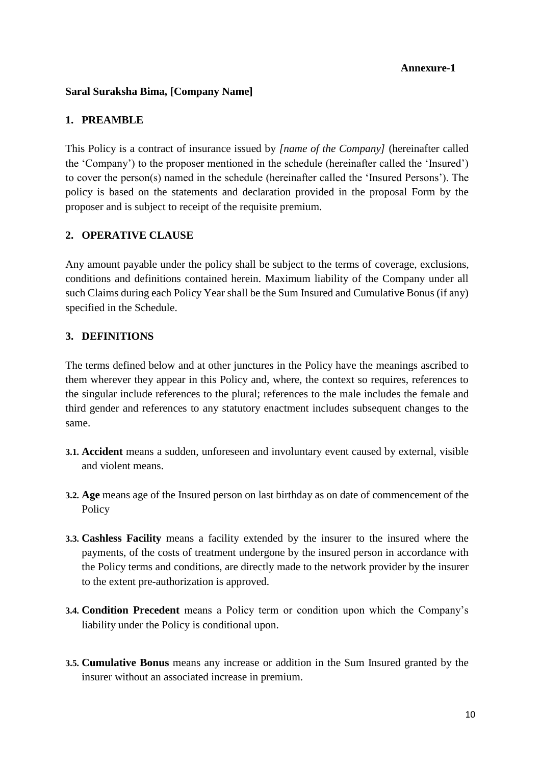**Annexure-1**

**Saral Suraksha Bima, [Company Name]**

## 1. PREAMBLE

This Policy is a contract of insurance issued by *[name of the Company]* (hereinafter called the 'Company') to the proposer mentioned in the schedule (hereinafter called the 'Insured') to cover the person(s) named in the schedule (hereinafter called the 'Insured Persons'). The policy is based on the statements and declaration provided in the proposal Form by the proposer and is subject to receipt of the requisite premium.

## 2. OPERATIVE CLAUSE

Any amount payable under the policy shall be subject to the terms of coverage, exclusions, conditions and definitions contained herein. Maximum liability of the Company under all such Claims during each Policy Year shall be the Sum Insured and Cumulative Bonus (if any) specified in the Schedule.

## 3. DEFINITIONS

The terms defined below and at other junctures in the Policy have the meanings ascribed to them wherever they appear in this Policy and, where, the context so requires, references to the singular include references to the plural; references to the male includes the female and third gender and references to any statutory enactment includes subsequent changes to the same.

**3.1. Accident** means a sudden, unforeseen and involuntary event caused by external, visible and violent means.

**3.2. Age** means age of the Insured person on last birthday as on date of commencement of the Policy

**3.3. Cashless Facility** means a facility extended by the insurer to the insured where the payments, of the costs of treatment undergone by the insured person in accordance with the Policy terms and conditions, are directly made to the network provider by the insurer to the extent pre-authorization is approved.

**3.4. Condition Precedent** means a Policy term or condition upon which the Company's liability under the Policy is conditional upon.

**3.5. Cumulative Bonus** means any increase or addition in the Sum Insured granted by the insurer without an associated increase in premium.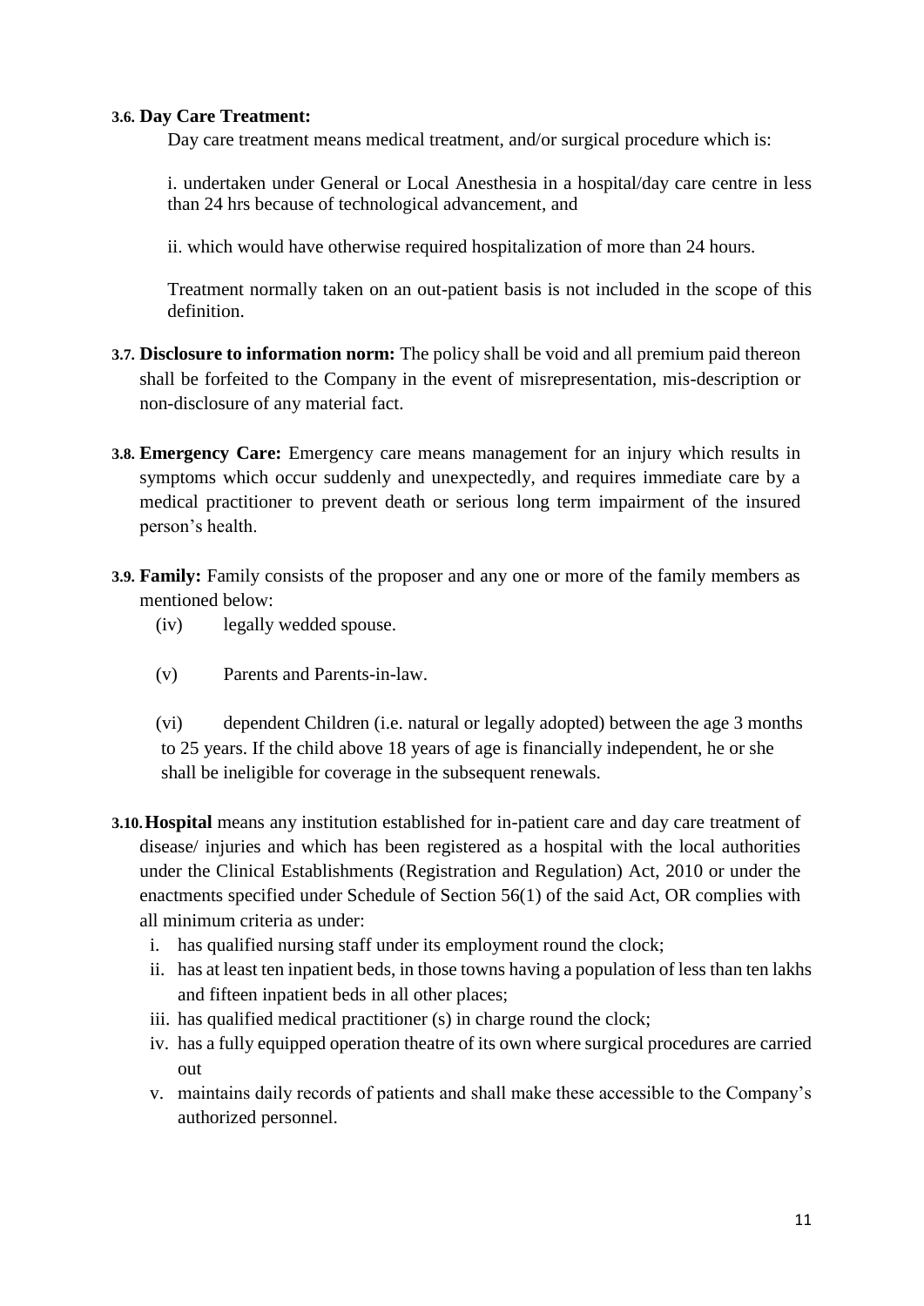**3.6. Day Care Treatment:**

Day care treatment means medical treatment, and/or surgical procedure which is:

i. undertaken under General or Local Anesthesia in a hospital/day care centre in less than 24 hrs because of technological advancement, and

ii. which would have otherwise required hospitalization of more than 24 hours.

Treatment normally taken on an out-patient basis is not included in the scope of this definition.

**3.7. Disclosure to information norm:** The policy shall be void and all premium paid thereon shall be forfeited to the Company in the event of misrepresentation, mis-description or non-disclosure of any material fact.

**3.8. Emergency Care:** Emergency care means management for an injury which results in symptoms which occur suddenly and unexpectedly, and requires immediate care by a medical practitioner to prevent death or serious long term impairment of the insured person's health.

**3.9. Family:** Family consists of the proposer and any one or more of the family members as mentioned below:

(iv) legally wedded spouse.

(v) Parents and Parents-in-law.

(vi) dependent Children (i.e. natural or legally adopted) between the age 3 months to 25 years. If the child above 18 years of age is financially independent, he or she shall be ineligible for coverage in the subsequent renewals.

**3.10. Hospital** means any institution established for in-patient care and day care treatment of disease/ injuries and which has been registered as a hospital with the local authorities under the Clinical Establishments (Registration and Regulation) Act, 2010 or under the enactments specified under Schedule of Section 56(1) of the said Act, OR complies with all minimum criteria as under:

i. has qualified nursing staff under its employment round the clock;
ii. has at least ten inpatient beds, in those towns having a population of less than ten lakhs and fifteen inpatient beds in all other places;
iii. has qualified medical practitioner (s) in charge round the clock;
iv. has a fully equipped operation theatre of its own where surgical procedures are carried out
v. maintains daily records of patients and shall make these accessible to the Company's authorized personnel.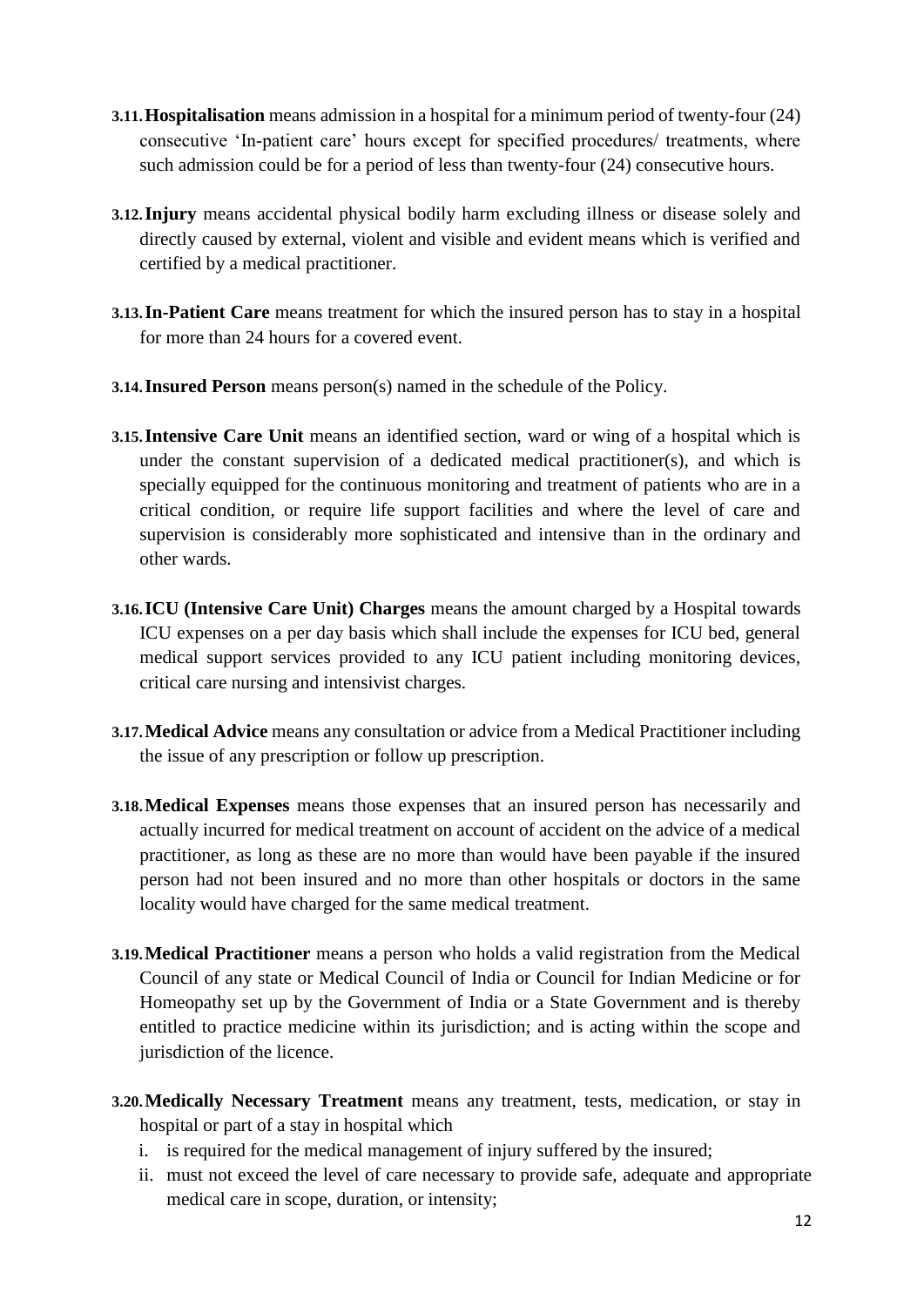**3.11. Hospitalisation** means admission in a hospital for a minimum period of twenty-four (24) consecutive 'In-patient care' hours except for specified procedures/ treatments, where such admission could be for a period of less than twenty-four (24) consecutive hours.

**3.12. Injury** means accidental physical bodily harm excluding illness or disease solely and directly caused by external, violent and visible and evident means which is verified and certified by a medical practitioner.

**3.13. In-Patient Care** means treatment for which the insured person has to stay in a hospital for more than 24 hours for a covered event.

**3.14. Insured Person** means person(s) named in the schedule of the Policy.

**3.15. Intensive Care Unit** means an identified section, ward or wing of a hospital which is under the constant supervision of a dedicated medical practitioner(s), and which is specially equipped for the continuous monitoring and treatment of patients who are in a critical condition, or require life support facilities and where the level of care and supervision is considerably more sophisticated and intensive than in the ordinary and other wards.

**3.16. ICU (Intensive Care Unit) Charges** means the amount charged by a Hospital towards ICU expenses on a per day basis which shall include the expenses for ICU bed, general medical support services provided to any ICU patient including monitoring devices, critical care nursing and intensivist charges.

**3.17. Medical Advice** means any consultation or advice from a Medical Practitioner including the issue of any prescription or follow up prescription.

**3.18. Medical Expenses** means those expenses that an insured person has necessarily and actually incurred for medical treatment on account of accident on the advice of a medical practitioner, as long as these are no more than would have been payable if the insured person had not been insured and no more than other hospitals or doctors in the same locality would have charged for the same medical treatment.

**3.19. Medical Practitioner** means a person who holds a valid registration from the Medical Council of any state or Medical Council of India or Council for Indian Medicine or for Homeopathy set up by the Government of India or a State Government and is thereby entitled to practice medicine within its jurisdiction; and is acting within the scope and jurisdiction of the licence.

**3.20. Medically Necessary Treatment** means any treatment, tests, medication, or stay in hospital or part of a stay in hospital which

i. is required for the medical management of injury suffered by the insured;
ii. must not exceed the level of care necessary to provide safe, adequate and appropriate medical care in scope, duration, or intensity;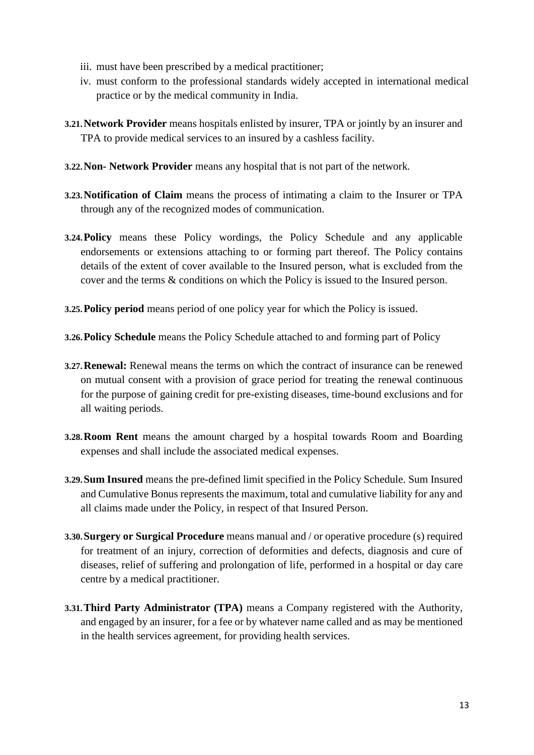iii. must have been prescribed by a medical practitioner;

iv. must conform to the professional standards widely accepted in international medical practice or by the medical community in India.

**3.21. Network Provider** means hospitals enlisted by insurer, TPA or jointly by an insurer and TPA to provide medical services to an insured by a cashless facility.

**3.22. Non- Network Provider** means any hospital that is not part of the network.

**3.23. Notification of Claim** means the process of intimating a claim to the Insurer or TPA through any of the recognized modes of communication.

**3.24. Policy** means these Policy wordings, the Policy Schedule and any applicable endorsements or extensions attaching to or forming part thereof. The Policy contains details of the extent of cover available to the Insured person, what is excluded from the cover and the terms & conditions on which the Policy is issued to the Insured person.

**3.25. Policy period** means period of one policy year for which the Policy is issued.

**3.26. Policy Schedule** means the Policy Schedule attached to and forming part of Policy

**3.27. Renewal:** Renewal means the terms on which the contract of insurance can be renewed on mutual consent with a provision of grace period for treating the renewal continuous for the purpose of gaining credit for pre-existing diseases, time-bound exclusions and for all waiting periods.

**3.28. Room Rent** means the amount charged by a hospital towards Room and Boarding expenses and shall include the associated medical expenses.

**3.29. Sum Insured** means the pre-defined limit specified in the Policy Schedule. Sum Insured and Cumulative Bonus represents the maximum, total and cumulative liability for any and all claims made under the Policy, in respect of that Insured Person.

**3.30. Surgery or Surgical Procedure** means manual and / or operative procedure (s) required for treatment of an injury, correction of deformities and defects, diagnosis and cure of diseases, relief of suffering and prolongation of life, performed in a hospital or day care centre by a medical practitioner.

**3.31. Third Party Administrator (TPA)** means a Company registered with the Authority, and engaged by an insurer, for a fee or by whatever name called and as may be mentioned in the health services agreement, for providing health services.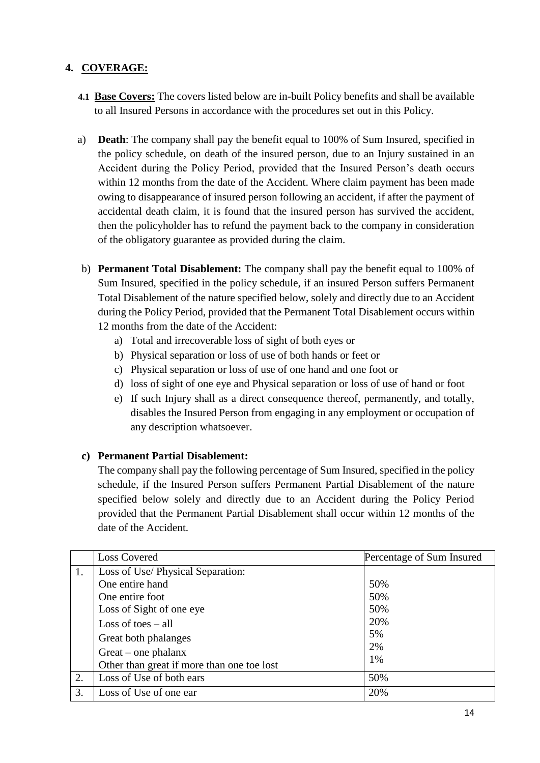## 4. COVERAGE:

**4.1 Base Covers:** The covers listed below are in-built Policy benefits and shall be available to all Insured Persons in accordance with the procedures set out in this Policy.

a) **Death**: The company shall pay the benefit equal to 100% of Sum Insured, specified in the policy schedule, on death of the insured person, due to an Injury sustained in an Accident during the Policy Period, provided that the Insured Person's death occurs within 12 months from the date of the Accident. Where claim payment has been made owing to disappearance of insured person following an accident, if after the payment of accidental death claim, it is found that the insured person has survived the accident, then the policyholder has to refund the payment back to the company in consideration of the obligatory guarantee as provided during the claim.

b) **Permanent Total Disablement:** The company shall pay the benefit equal to 100% of Sum Insured, specified in the policy schedule, if an insured Person suffers Permanent Total Disablement of the nature specified below, solely and directly due to an Accident during the Policy Period, provided that the Permanent Total Disablement occurs within 12 months from the date of the Accident:

   a) Total and irrecoverable loss of sight of both eyes or
   b) Physical separation or loss of use of both hands or feet or
   c) Physical separation or loss of use of one hand and one foot or
   d) loss of sight of one eye and Physical separation or loss of use of hand or foot
   e) If such Injury shall as a direct consequence thereof, permanently, and totally, disables the Insured Person from engaging in any employment or occupation of any description whatsoever.

**c) Permanent Partial Disablement:**

The company shall pay the following percentage of Sum Insured, specified in the policy schedule, if the Insured Person suffers Permanent Partial Disablement of the nature specified below solely and directly due to an Accident during the Policy Period provided that the Permanent Partial Disablement shall occur within 12 months of the date of the Accident.

| | Loss Covered | Percentage of Sum Insured |
|---|---|---|
| 1. | Loss of Use/ Physical Separation: | |
| | One entire hand | 50% |
| | One entire foot | 50% |
| | Loss of Sight of one eye | 50% |
| | Loss of toes – all | 20% |
| | Great both phalanges | 5% |
| | Great – one phalanx | 2% |
| | Other than great if more than one toe lost | 1% |
| 2. | Loss of Use of both ears | 50% |
| 3. | Loss of Use of one ear | 20% |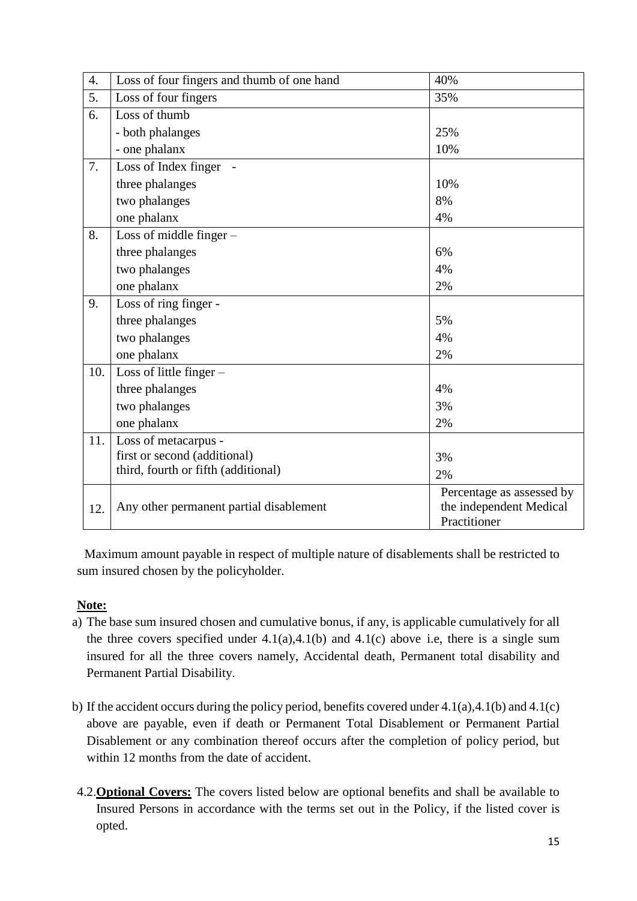| 4. | Loss of four fingers and thumb of one hand | 40% |
|---|---|---|
| 5. | Loss of four fingers | 35% |
| 6. | Loss of thumb | |
| | - both phalanges | 25% |
| | - one phalanx | 10% |
| 7. | Loss of Index finger - | |
| | three phalanges | 10% |
| | two phalanges | 8% |
| | one phalanx | 4% |
| 8. | Loss of middle finger – | |
| | three phalanges | 6% |
| | two phalanges | 4% |
| | one phalanx | 2% |
| 9. | Loss of ring finger - | |
| | three phalanges | 5% |
| | two phalanges | 4% |
| | one phalanx | 2% |
| 10. | Loss of little finger – | |
| | three phalanges | 4% |
| | two phalanges | 3% |
| | one phalanx | 2% |
| 11. | Loss of metacarpus - | |
| | first or second (additional) | 3% |
| | third, fourth or fifth (additional) | 2% |
| 12. | Any other permanent partial disablement | Percentage as assessed by the independent Medical Practitioner |

Maximum amount payable in respect of multiple nature of disablements shall be restricted to sum insured chosen by the policyholder.

**Note:**

a) The base sum insured chosen and cumulative bonus, if any, is applicable cumulatively for all the three covers specified under 4.1(a),4.1(b) and 4.1(c) above i.e, there is a single sum insured for all the three covers namely, Accidental death, Permanent total disability and Permanent Partial Disability.

b) If the accident occurs during the policy period, benefits covered under 4.1(a),4.1(b) and 4.1(c) above are payable, even if death or Permanent Total Disablement or Permanent Partial Disablement or any combination thereof occurs after the completion of policy period, but within 12 months from the date of accident.

4.2. **Optional Covers:** The covers listed below are optional benefits and shall be available to Insured Persons in accordance with the terms set out in the Policy, if the listed cover is opted.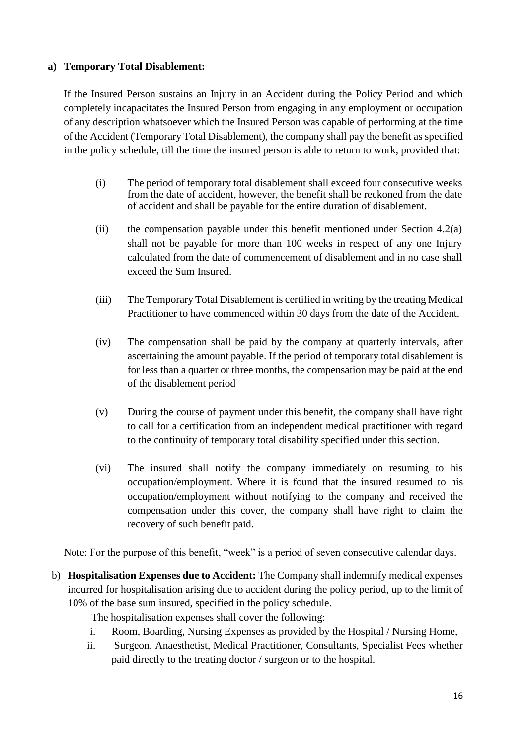**a) Temporary Total Disablement:**

If the Insured Person sustains an Injury in an Accident during the Policy Period and which completely incapacitates the Insured Person from engaging in any employment or occupation of any description whatsoever which the Insured Person was capable of performing at the time of the Accident (Temporary Total Disablement), the company shall pay the benefit as specified in the policy schedule, till the time the insured person is able to return to work, provided that:

(i) The period of temporary total disablement shall exceed four consecutive weeks from the date of accident, however, the benefit shall be reckoned from the date of accident and shall be payable for the entire duration of disablement.

(ii) the compensation payable under this benefit mentioned under Section 4.2(a) shall not be payable for more than 100 weeks in respect of any one Injury calculated from the date of commencement of disablement and in no case shall exceed the Sum Insured.

(iii) The Temporary Total Disablement is certified in writing by the treating Medical Practitioner to have commenced within 30 days from the date of the Accident.

(iv) The compensation shall be paid by the company at quarterly intervals, after ascertaining the amount payable. If the period of temporary total disablement is for less than a quarter or three months, the compensation may be paid at the end of the disablement period

(v) During the course of payment under this benefit, the company shall have right to call for a certification from an independent medical practitioner with regard to the continuity of temporary total disability specified under this section.

(vi) The insured shall notify the company immediately on resuming to his occupation/employment. Where it is found that the insured resumed to his occupation/employment without notifying to the company and received the compensation under this cover, the company shall have right to claim the recovery of such benefit paid.

Note: For the purpose of this benefit, “week” is a period of seven consecutive calendar days.

b) **Hospitalisation Expenses due to Accident:** The Company shall indemnify medical expenses incurred for hospitalisation arising due to accident during the policy period, up to the limit of 10% of the base sum insured, specified in the policy schedule.

The hospitalisation expenses shall cover the following:

i. Room, Boarding, Nursing Expenses as provided by the Hospital / Nursing Home,

ii. Surgeon, Anaesthetist, Medical Practitioner, Consultants, Specialist Fees whether paid directly to the treating doctor / surgeon or to the hospital.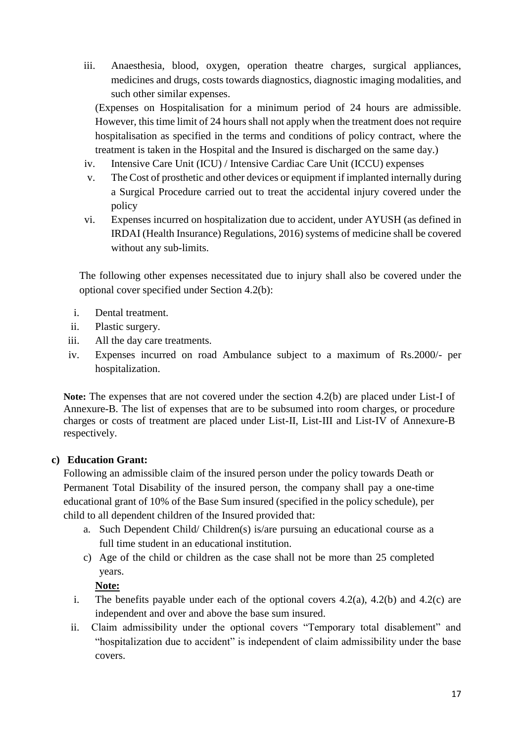iii. Anaesthesia, blood, oxygen, operation theatre charges, surgical appliances, medicines and drugs, costs towards diagnostics, diagnostic imaging modalities, and such other similar expenses.

(Expenses on Hospitalisation for a minimum period of 24 hours are admissible. However, this time limit of 24 hours shall not apply when the treatment does not require hospitalisation as specified in the terms and conditions of policy contract, where the treatment is taken in the Hospital and the Insured is discharged on the same day.)

iv. Intensive Care Unit (ICU) / Intensive Cardiac Care Unit (ICCU) expenses

v. The Cost of prosthetic and other devices or equipment if implanted internally during a Surgical Procedure carried out to treat the accidental injury covered under the policy

vi. Expenses incurred on hospitalization due to accident, under AYUSH (as defined in IRDAI (Health Insurance) Regulations, 2016) systems of medicine shall be covered without any sub-limits.

The following other expenses necessitated due to injury shall also be covered under the optional cover specified under Section 4.2(b):

i. Dental treatment.
ii. Plastic surgery.
iii. All the day care treatments.
iv. Expenses incurred on road Ambulance subject to a maximum of Rs.2000/- per hospitalization.

**Note:** The expenses that are not covered under the section 4.2(b) are placed under List-I of Annexure-B. The list of expenses that are to be subsumed into room charges, or procedure charges or costs of treatment are placed under List-II, List-III and List-IV of Annexure-B respectively.

**c) Education Grant:**

Following an admissible claim of the insured person under the policy towards Death or Permanent Total Disability of the insured person, the company shall pay a one-time educational grant of 10% of the Base Sum insured (specified in the policy schedule), per child to all dependent children of the Insured provided that:

a. Such Dependent Child/ Children(s) is/are pursuing an educational course as a full time student in an educational institution.

c) Age of the child or children as the case shall not be more than 25 completed years.

**Note:**

i. The benefits payable under each of the optional covers 4.2(a), 4.2(b) and 4.2(c) are independent and over and above the base sum insured.

ii. Claim admissibility under the optional covers "Temporary total disablement" and "hospitalization due to accident" is independent of claim admissibility under the base covers.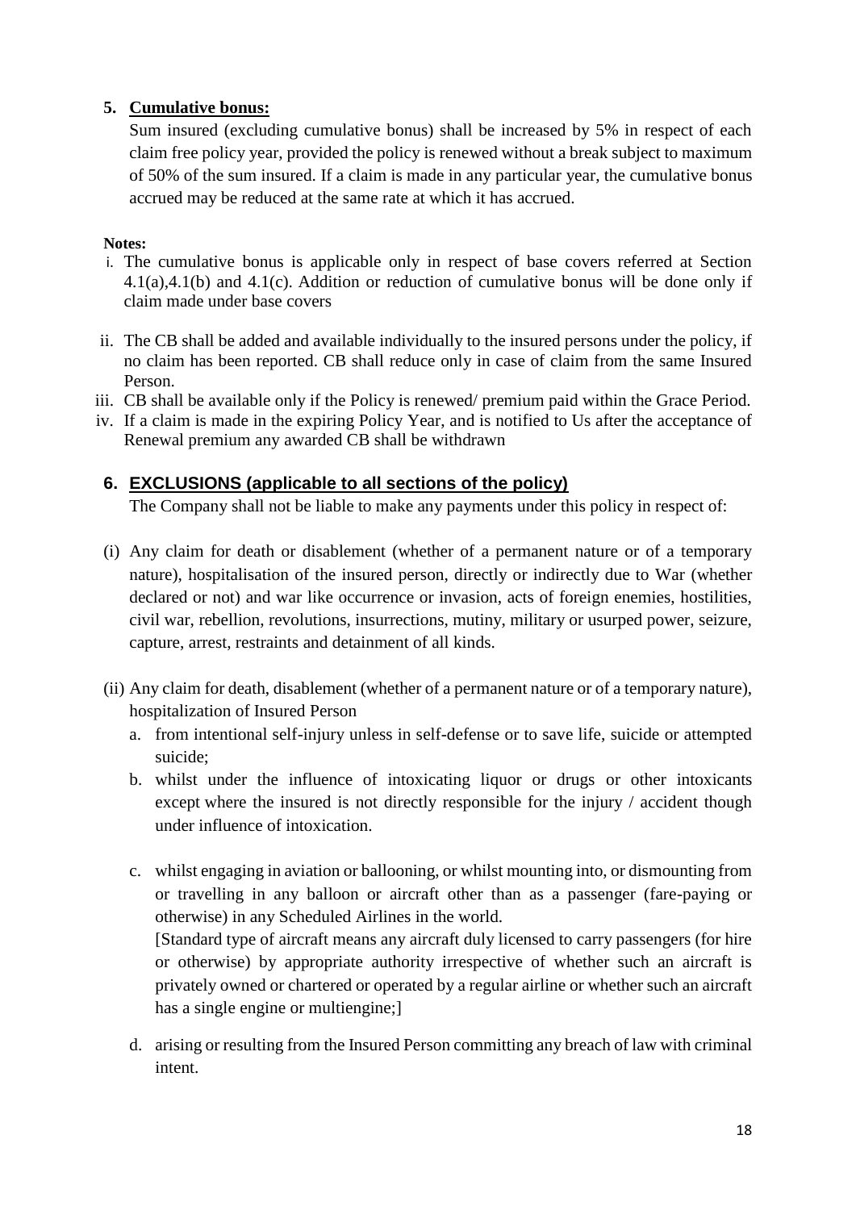## 5. Cumulative bonus:

Sum insured (excluding cumulative bonus) shall be increased by 5% in respect of each claim free policy year, provided the policy is renewed without a break subject to maximum of 50% of the sum insured. If a claim is made in any particular year, the cumulative bonus accrued may be reduced at the same rate at which it has accrued.

**Notes:**

i. The cumulative bonus is applicable only in respect of base covers referred at Section 4.1(a),4.1(b) and 4.1(c). Addition or reduction of cumulative bonus will be done only if claim made under base covers

ii. The CB shall be added and available individually to the insured persons under the policy, if no claim has been reported. CB shall reduce only in case of claim from the same Insured Person.

iii. CB shall be available only if the Policy is renewed/ premium paid within the Grace Period.

iv. If a claim is made in the expiring Policy Year, and is notified to Us after the acceptance of Renewal premium any awarded CB shall be withdrawn

## 6. EXCLUSIONS (applicable to all sections of the policy)

The Company shall not be liable to make any payments under this policy in respect of:

(i) Any claim for death or disablement (whether of a permanent nature or of a temporary nature), hospitalisation of the insured person, directly or indirectly due to War (whether declared or not) and war like occurrence or invasion, acts of foreign enemies, hostilities, civil war, rebellion, revolutions, insurrections, mutiny, military or usurped power, seizure, capture, arrest, restraints and detainment of all kinds.

(ii) Any claim for death, disablement (whether of a permanent nature or of a temporary nature), hospitalization of Insured Person

a. from intentional self-injury unless in self-defense or to save life, suicide or attempted suicide;

b. whilst under the influence of intoxicating liquor or drugs or other intoxicants except where the insured is not directly responsible for the injury / accident though under influence of intoxication.

c. whilst engaging in aviation or ballooning, or whilst mounting into, or dismounting from or travelling in any balloon or aircraft other than as a passenger (fare-paying or otherwise) in any Scheduled Airlines in the world.

[Standard type of aircraft means any aircraft duly licensed to carry passengers (for hire or otherwise) by appropriate authority irrespective of whether such an aircraft is privately owned or chartered or operated by a regular airline or whether such an aircraft has a single engine or multiengine;]

d. arising or resulting from the Insured Person committing any breach of law with criminal intent.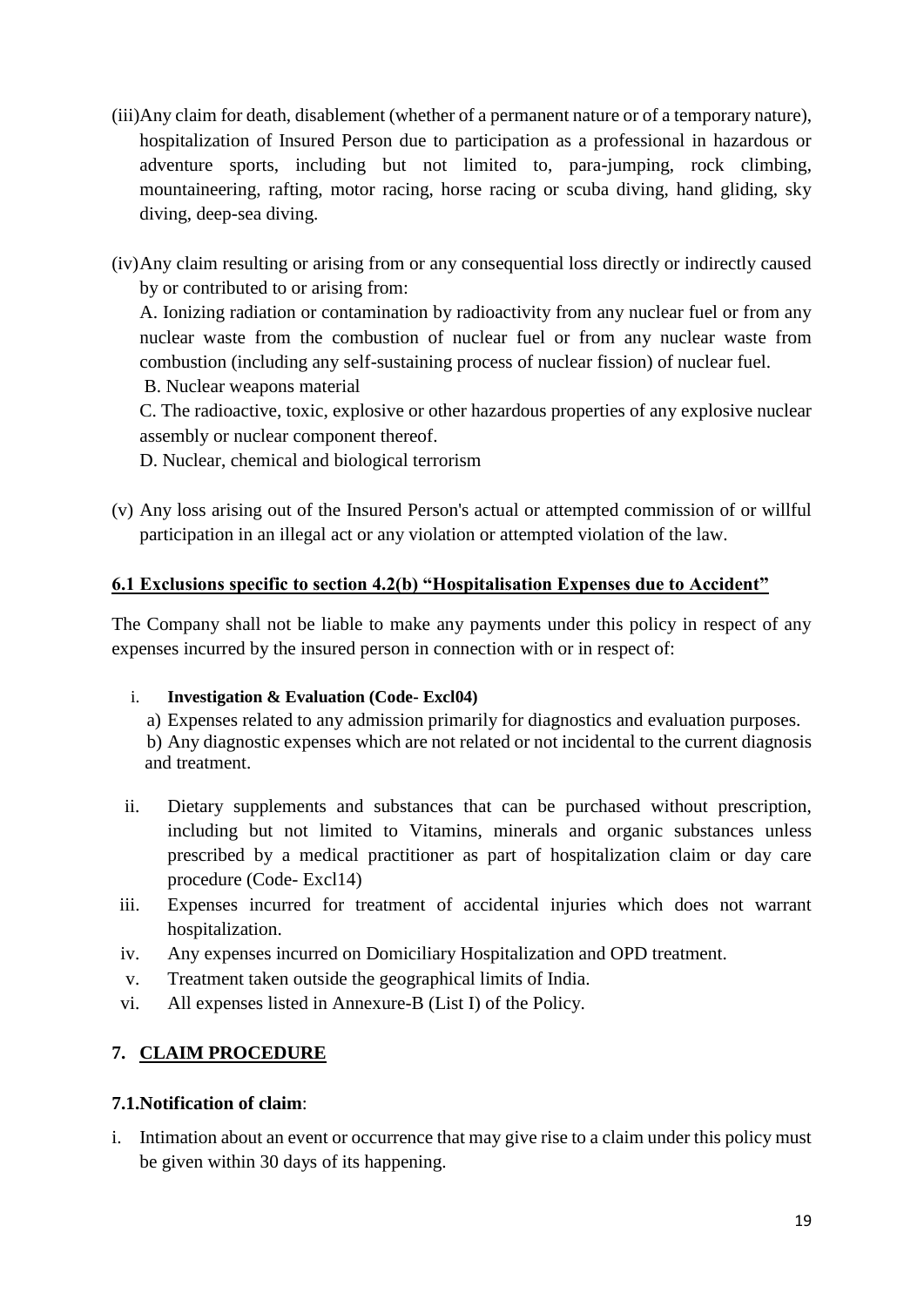(iii) Any claim for death, disablement (whether of a permanent nature or of a temporary nature), hospitalization of Insured Person due to participation as a professional in hazardous or adventure sports, including but not limited to, para-jumping, rock climbing, mountaineering, rafting, motor racing, horse racing or scuba diving, hand gliding, sky diving, deep-sea diving.

(iv) Any claim resulting or arising from or any consequential loss directly or indirectly caused by or contributed to or arising from:

A. Ionizing radiation or contamination by radioactivity from any nuclear fuel or from any nuclear waste from the combustion of nuclear fuel or from any nuclear waste from combustion (including any self-sustaining process of nuclear fission) of nuclear fuel.

B. Nuclear weapons material

C. The radioactive, toxic, explosive or other hazardous properties of any explosive nuclear assembly or nuclear component thereof.

D. Nuclear, chemical and biological terrorism

(v) Any loss arising out of the Insured Person's actual or attempted commission of or willful participation in an illegal act or any violation or attempted violation of the law.

**6.1 Exclusions specific to section 4.2(b) "Hospitalisation Expenses due to Accident"**

The Company shall not be liable to make any payments under this policy in respect of any expenses incurred by the insured person in connection with or in respect of:

i. **Investigation & Evaluation (Code- Excl04)**
   a) Expenses related to any admission primarily for diagnostics and evaluation purposes.
   b) Any diagnostic expenses which are not related or not incidental to the current diagnosis and treatment.
ii. Dietary supplements and substances that can be purchased without prescription, including but not limited to Vitamins, minerals and organic substances unless prescribed by a medical practitioner as part of hospitalization claim or day care procedure (Code- Excl14)
iii. Expenses incurred for treatment of accidental injuries which does not warrant hospitalization.
iv. Any expenses incurred on Domiciliary Hospitalization and OPD treatment.
v. Treatment taken outside the geographical limits of India.
vi. All expenses listed in Annexure-B (List I) of the Policy.

## 7. CLAIM PROCEDURE

**7.1. Notification of claim**:

i. Intimation about an event or occurrence that may give rise to a claim under this policy must be given within 30 days of its happening.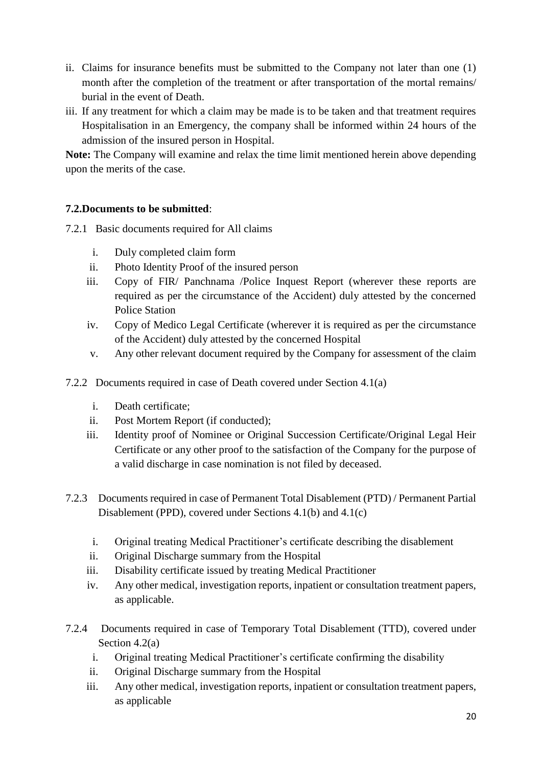ii. Claims for insurance benefits must be submitted to the Company not later than one (1) month after the completion of the treatment or after transportation of the mortal remains/ burial in the event of Death.

iii. If any treatment for which a claim may be made is to be taken and that treatment requires Hospitalisation in an Emergency, the company shall be informed within 24 hours of the admission of the insured person in Hospital.

**Note:** The Company will examine and relax the time limit mentioned herein above depending upon the merits of the case.

**7.2.Documents to be submitted**:

7.2.1 Basic documents required for All claims

i. Duly completed claim form
ii. Photo Identity Proof of the insured person
iii. Copy of FIR/ Panchnama /Police Inquest Report (wherever these reports are required as per the circumstance of the Accident) duly attested by the concerned Police Station
iv. Copy of Medico Legal Certificate (wherever it is required as per the circumstance of the Accident) duly attested by the concerned Hospital
v. Any other relevant document required by the Company for assessment of the claim

7.2.2 Documents required in case of Death covered under Section 4.1(a)

i. Death certificate;
ii. Post Mortem Report (if conducted);
iii. Identity proof of Nominee or Original Succession Certificate/Original Legal Heir Certificate or any other proof to the satisfaction of the Company for the purpose of a valid discharge in case nomination is not filed by deceased.

7.2.3 Documents required in case of Permanent Total Disablement (PTD) / Permanent Partial Disablement (PPD), covered under Sections 4.1(b) and 4.1(c)

i. Original treating Medical Practitioner's certificate describing the disablement
ii. Original Discharge summary from the Hospital
iii. Disability certificate issued by treating Medical Practitioner
iv. Any other medical, investigation reports, inpatient or consultation treatment papers, as applicable.

7.2.4 Documents required in case of Temporary Total Disablement (TTD), covered under Section 4.2(a)

i. Original treating Medical Practitioner's certificate confirming the disability
ii. Original Discharge summary from the Hospital
iii. Any other medical, investigation reports, inpatient or consultation treatment papers, as applicable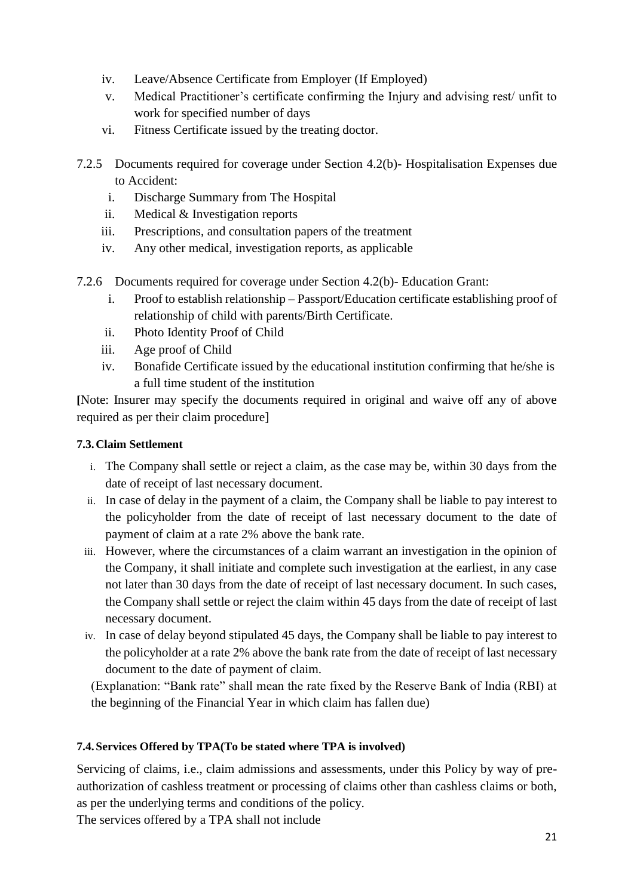iv. Leave/Absence Certificate from Employer (If Employed)
v. Medical Practitioner's certificate confirming the Injury and advising rest/ unfit to work for specified number of days
vi. Fitness Certificate issued by the treating doctor.

7.2.5 Documents required for coverage under Section 4.2(b)- Hospitalisation Expenses due to Accident:

i. Discharge Summary from The Hospital
ii. Medical & Investigation reports
iii. Prescriptions, and consultation papers of the treatment
iv. Any other medical, investigation reports, as applicable

7.2.6 Documents required for coverage under Section 4.2(b)- Education Grant:

i. Proof to establish relationship – Passport/Education certificate establishing proof of relationship of child with parents/Birth Certificate.
ii. Photo Identity Proof of Child
iii. Age proof of Child
iv. Bonafide Certificate issued by the educational institution confirming that he/she is a full time student of the institution

**[**Note: Insurer may specify the documents required in original and waive off any of above required as per their claim procedure]

### 7.3. Claim Settlement

i. The Company shall settle or reject a claim, as the case may be, within 30 days from the date of receipt of last necessary document.
ii. In case of delay in the payment of a claim, the Company shall be liable to pay interest to the policyholder from the date of receipt of last necessary document to the date of payment of claim at a rate 2% above the bank rate.
iii. However, where the circumstances of a claim warrant an investigation in the opinion of the Company, it shall initiate and complete such investigation at the earliest, in any case not later than 30 days from the date of receipt of last necessary document. In such cases, the Company shall settle or reject the claim within 45 days from the date of receipt of last necessary document.
iv. In case of delay beyond stipulated 45 days, the Company shall be liable to pay interest to the policyholder at a rate 2% above the bank rate from the date of receipt of last necessary document to the date of payment of claim.

(Explanation: "Bank rate" shall mean the rate fixed by the Reserve Bank of India (RBI) at the beginning of the Financial Year in which claim has fallen due)

### 7.4. Services Offered by TPA(To be stated where TPA is involved)

Servicing of claims, i.e., claim admissions and assessments, under this Policy by way of pre-authorization of cashless treatment or processing of claims other than cashless claims or both, as per the underlying terms and conditions of the policy.
The services offered by a TPA shall not include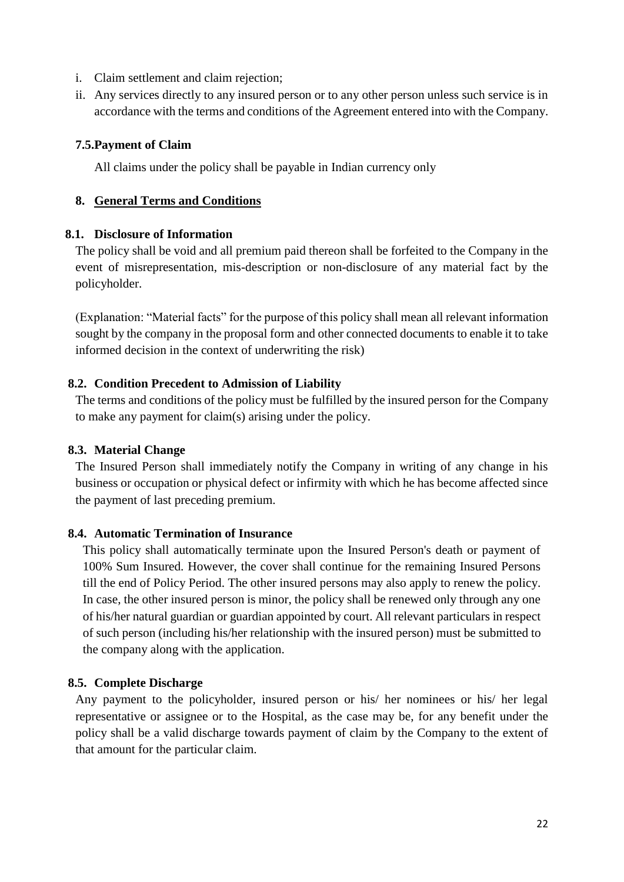i. Claim settlement and claim rejection;
ii. Any services directly to any insured person or to any other person unless such service is in accordance with the terms and conditions of the Agreement entered into with the Company.

### 7.5.Payment of Claim

All claims under the policy shall be payable in Indian currency only

## 8. General Terms and Conditions

### 8.1. Disclosure of Information

The policy shall be void and all premium paid thereon shall be forfeited to the Company in the event of misrepresentation, mis-description or non-disclosure of any material fact by the policyholder.

(Explanation: "Material facts" for the purpose of this policy shall mean all relevant information sought by the company in the proposal form and other connected documents to enable it to take informed decision in the context of underwriting the risk)

### 8.2. Condition Precedent to Admission of Liability

The terms and conditions of the policy must be fulfilled by the insured person for the Company to make any payment for claim(s) arising under the policy.

### 8.3. Material Change

The Insured Person shall immediately notify the Company in writing of any change in his business or occupation or physical defect or infirmity with which he has become affected since the payment of last preceding premium.

### 8.4. Automatic Termination of Insurance

This policy shall automatically terminate upon the Insured Person's death or payment of 100% Sum Insured. However, the cover shall continue for the remaining Insured Persons till the end of Policy Period. The other insured persons may also apply to renew the policy. In case, the other insured person is minor, the policy shall be renewed only through any one of his/her natural guardian or guardian appointed by court. All relevant particulars in respect of such person (including his/her relationship with the insured person) must be submitted to the company along with the application.

### 8.5. Complete Discharge

Any payment to the policyholder, insured person or his/ her nominees or his/ her legal representative or assignee or to the Hospital, as the case may be, for any benefit under the policy shall be a valid discharge towards payment of claim by the Company to the extent of that amount for the particular claim.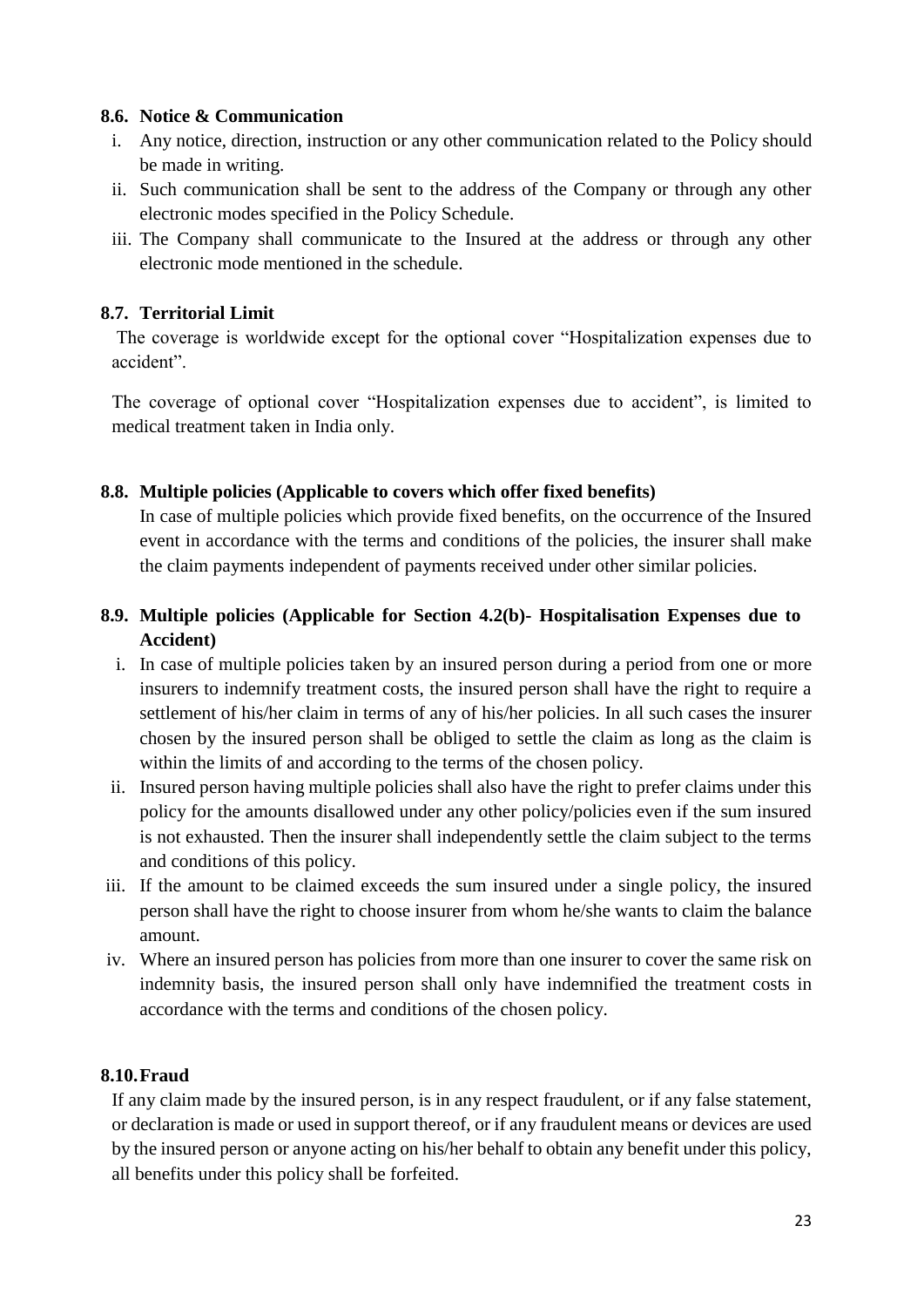### 8.6. Notice & Communication

i. Any notice, direction, instruction or any other communication related to the Policy should be made in writing.

ii. Such communication shall be sent to the address of the Company or through any other electronic modes specified in the Policy Schedule.

iii. The Company shall communicate to the Insured at the address or through any other electronic mode mentioned in the schedule.

### 8.7. Territorial Limit

The coverage is worldwide except for the optional cover "Hospitalization expenses due to accident".

The coverage of optional cover "Hospitalization expenses due to accident", is limited to medical treatment taken in India only.

### 8.8. Multiple policies (Applicable to covers which offer fixed benefits)

In case of multiple policies which provide fixed benefits, on the occurrence of the Insured event in accordance with the terms and conditions of the policies, the insurer shall make the claim payments independent of payments received under other similar policies.

### 8.9. Multiple policies (Applicable for Section 4.2(b)- Hospitalisation Expenses due to Accident)

i. In case of multiple policies taken by an insured person during a period from one or more insurers to indemnify treatment costs, the insured person shall have the right to require a settlement of his/her claim in terms of any of his/her policies. In all such cases the insurer chosen by the insured person shall be obliged to settle the claim as long as the claim is within the limits of and according to the terms of the chosen policy.

ii. Insured person having multiple policies shall also have the right to prefer claims under this policy for the amounts disallowed under any other policy/policies even if the sum insured is not exhausted. Then the insurer shall independently settle the claim subject to the terms and conditions of this policy.

iii. If the amount to be claimed exceeds the sum insured under a single policy, the insured person shall have the right to choose insurer from whom he/she wants to claim the balance amount.

iv. Where an insured person has policies from more than one insurer to cover the same risk on indemnity basis, the insured person shall only have indemnified the treatment costs in accordance with the terms and conditions of the chosen policy.

### 8.10. Fraud

If any claim made by the insured person, is in any respect fraudulent, or if any false statement, or declaration is made or used in support thereof, or if any fraudulent means or devices are used by the insured person or anyone acting on his/her behalf to obtain any benefit under this policy, all benefits under this policy shall be forfeited.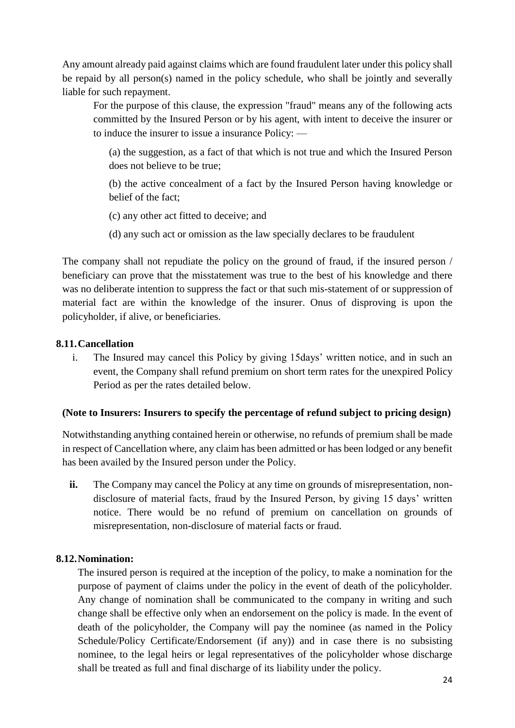Any amount already paid against claims which are found fraudulent later under this policy shall be repaid by all person(s) named in the policy schedule, who shall be jointly and severally liable for such repayment.

For the purpose of this clause, the expression "fraud" means any of the following acts committed by the Insured Person or by his agent, with intent to deceive the insurer or to induce the insurer to issue a insurance Policy: —

(a) the suggestion, as a fact of that which is not true and which the Insured Person does not believe to be true;

(b) the active concealment of a fact by the Insured Person having knowledge or belief of the fact;

(c) any other act fitted to deceive; and

(d) any such act or omission as the law specially declares to be fraudulent

The company shall not repudiate the policy on the ground of fraud, if the insured person / beneficiary can prove that the misstatement was true to the best of his knowledge and there was no deliberate intention to suppress the fact or that such mis-statement of or suppression of material fact are within the knowledge of the insurer. Onus of disproving is upon the policyholder, if alive, or beneficiaries.

### 8.11. Cancellation

i. The Insured may cancel this Policy by giving 15days' written notice, and in such an event, the Company shall refund premium on short term rates for the unexpired Policy Period as per the rates detailed below.

**(Note to Insurers: Insurers to specify the percentage of refund subject to pricing design)**

Notwithstanding anything contained herein or otherwise, no refunds of premium shall be made in respect of Cancellation where, any claim has been admitted or has been lodged or any benefit has been availed by the Insured person under the Policy.

**ii.** The Company may cancel the Policy at any time on grounds of misrepresentation, non-disclosure of material facts, fraud by the Insured Person, by giving 15 days' written notice. There would be no refund of premium on cancellation on grounds of misrepresentation, non-disclosure of material facts or fraud.

### 8.12. Nomination:

The insured person is required at the inception of the policy, to make a nomination for the purpose of payment of claims under the policy in the event of death of the policyholder. Any change of nomination shall be communicated to the company in writing and such change shall be effective only when an endorsement on the policy is made. In the event of death of the policyholder, the Company will pay the nominee (as named in the Policy Schedule/Policy Certificate/Endorsement (if any)) and in case there is no subsisting nominee, to the legal heirs or legal representatives of the policyholder whose discharge shall be treated as full and final discharge of its liability under the policy.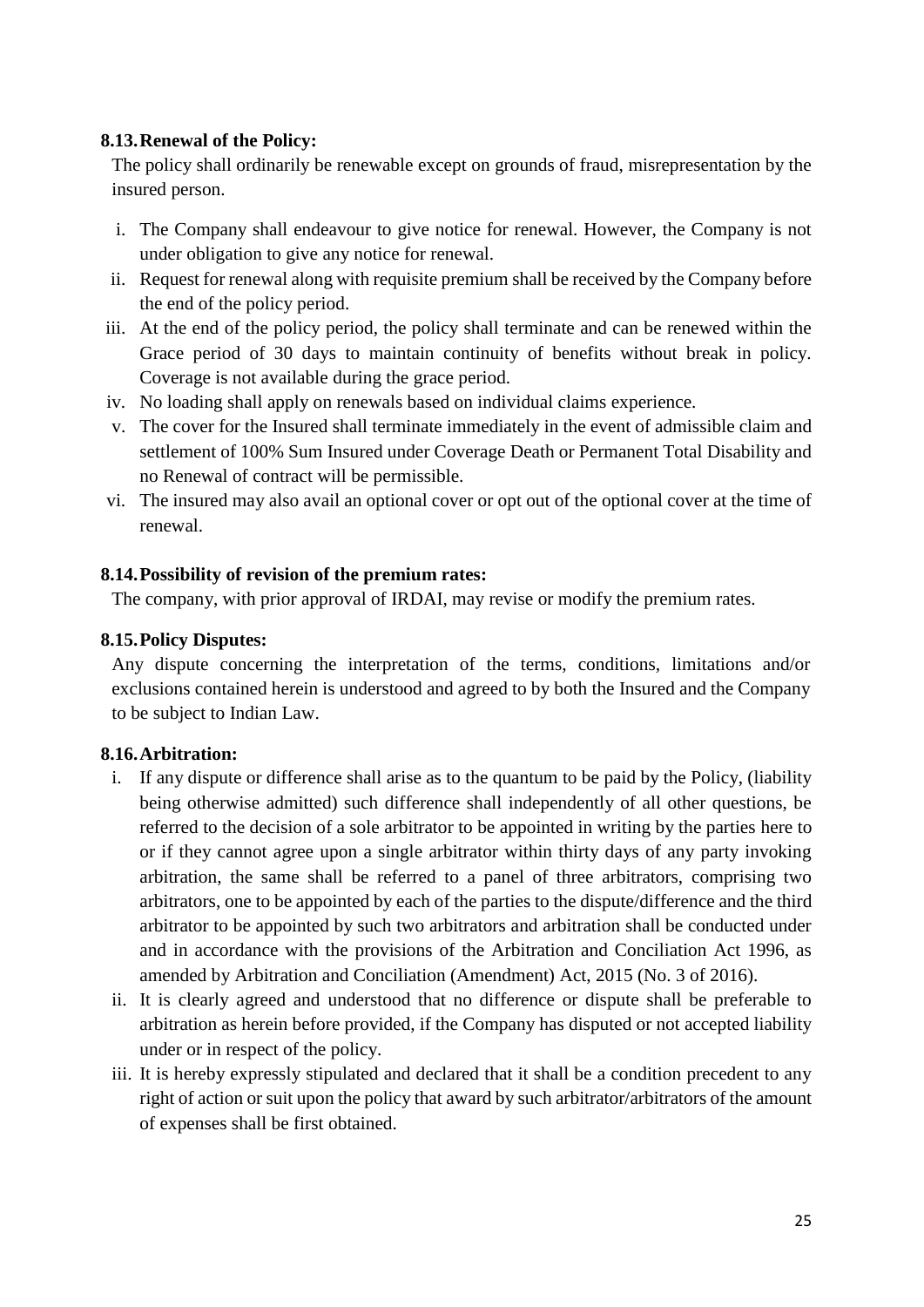### 8.13. Renewal of the Policy:

The policy shall ordinarily be renewable except on grounds of fraud, misrepresentation by the insured person.

i. The Company shall endeavour to give notice for renewal. However, the Company is not under obligation to give any notice for renewal.
ii. Request for renewal along with requisite premium shall be received by the Company before the end of the policy period.
iii. At the end of the policy period, the policy shall terminate and can be renewed within the Grace period of 30 days to maintain continuity of benefits without break in policy. Coverage is not available during the grace period.
iv. No loading shall apply on renewals based on individual claims experience.
v. The cover for the Insured shall terminate immediately in the event of admissible claim and settlement of 100% Sum Insured under Coverage Death or Permanent Total Disability and no Renewal of contract will be permissible.
vi. The insured may also avail an optional cover or opt out of the optional cover at the time of renewal.

### 8.14. Possibility of revision of the premium rates:

The company, with prior approval of IRDAI, may revise or modify the premium rates.

### 8.15. Policy Disputes:

Any dispute concerning the interpretation of the terms, conditions, limitations and/or exclusions contained herein is understood and agreed to by both the Insured and the Company to be subject to Indian Law.

### 8.16. Arbitration:

i. If any dispute or difference shall arise as to the quantum to be paid by the Policy, (liability being otherwise admitted) such difference shall independently of all other questions, be referred to the decision of a sole arbitrator to be appointed in writing by the parties here to or if they cannot agree upon a single arbitrator within thirty days of any party invoking arbitration, the same shall be referred to a panel of three arbitrators, comprising two arbitrators, one to be appointed by each of the parties to the dispute/difference and the third arbitrator to be appointed by such two arbitrators and arbitration shall be conducted under and in accordance with the provisions of the Arbitration and Conciliation Act 1996, as amended by Arbitration and Conciliation (Amendment) Act, 2015 (No. 3 of 2016).
ii. It is clearly agreed and understood that no difference or dispute shall be preferable to arbitration as herein before provided, if the Company has disputed or not accepted liability under or in respect of the policy.
iii. It is hereby expressly stipulated and declared that it shall be a condition precedent to any right of action or suit upon the policy that award by such arbitrator/arbitrators of the amount of expenses shall be first obtained.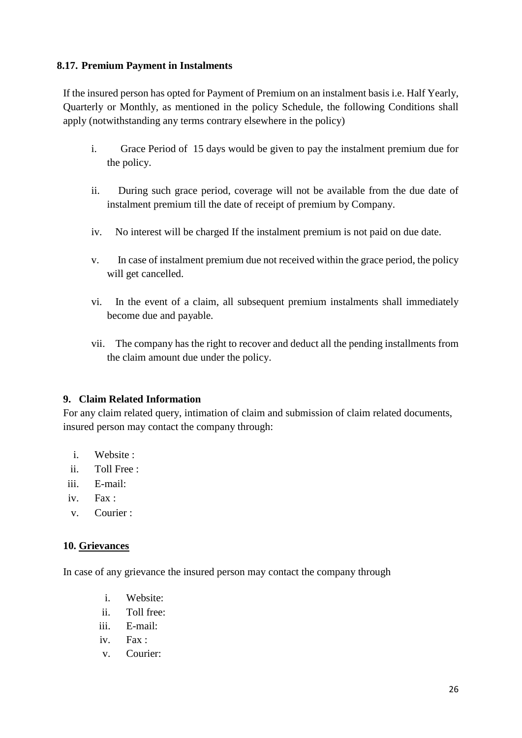### 8.17. Premium Payment in Instalments

If the insured person has opted for Payment of Premium on an instalment basis i.e. Half Yearly, Quarterly or Monthly, as mentioned in the policy Schedule, the following Conditions shall apply (notwithstanding any terms contrary elsewhere in the policy)

i. Grace Period of 15 days would be given to pay the instalment premium due for the policy.

ii. During such grace period, coverage will not be available from the due date of instalment premium till the date of receipt of premium by Company.

iv. No interest will be charged If the instalment premium is not paid on due date.

v. In case of instalment premium due not received within the grace period, the policy will get cancelled.

vi. In the event of a claim, all subsequent premium instalments shall immediately become due and payable.

vii. The company has the right to recover and deduct all the pending installments from the claim amount due under the policy.

## 9. Claim Related Information

For any claim related query, intimation of claim and submission of claim related documents, insured person may contact the company through:

i. Website :
ii. Toll Free :
iii. E-mail:
iv. Fax :
v. Courier :

## 10. <u>Grievances</u>

In case of any grievance the insured person may contact the company through

i. Website:
ii. Toll free:
iii. E-mail:
iv. Fax :
v. Courier: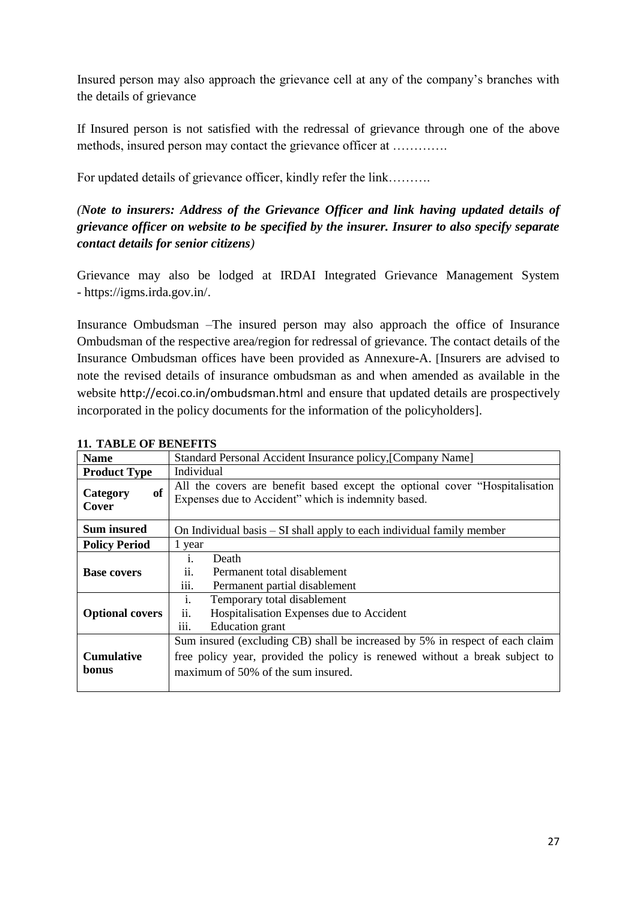Insured person may also approach the grievance cell at any of the company's branches with the details of grievance

If Insured person is not satisfied with the redressal of grievance through one of the above methods, insured person may contact the grievance officer at ………….

For updated details of grievance officer, kindly refer the link……….

*(**Note to insurers: Address of the Grievance Officer and link having updated details of grievance officer on website to be specified by the insurer. Insurer to also specify separate contact details for senior citizens**)*

Grievance may also be lodged at IRDAI Integrated Grievance Management System - https://igms.irda.gov.in/.

Insurance Ombudsman –The insured person may also approach the office of Insurance Ombudsman of the respective area/region for redressal of grievance. The contact details of the Insurance Ombudsman offices have been provided as Annexure-A. [Insurers are advised to note the revised details of insurance ombudsman as and when amended as available in the website http://ecoi.co.in/ombudsman.html and ensure that updated details are prospectively incorporated in the policy documents for the information of the policyholders].

**11. TABLE OF BENEFITS**

| **Name** | Standard Personal Accident Insurance policy,[Company Name] |
|---|---|
| **Product Type** | Individual |
| **Category of Cover** | All the covers are benefit based except the optional cover "Hospitalisation Expenses due to Accident" which is indemnity based. |
| **Sum insured** | On Individual basis – SI shall apply to each individual family member |
| **Policy Period** | 1 year |
| **Base covers** | i. Death<br>ii. Permanent total disablement<br>iii. Permanent partial disablement |
| **Optional covers** | i. Temporary total disablement<br>ii. Hospitalisation Expenses due to Accident<br>iii. Education grant |
| **Cumulative bonus** | Sum insured (excluding CB) shall be increased by 5% in respect of each claim free policy year, provided the policy is renewed without a break subject to maximum of 50% of the sum insured. |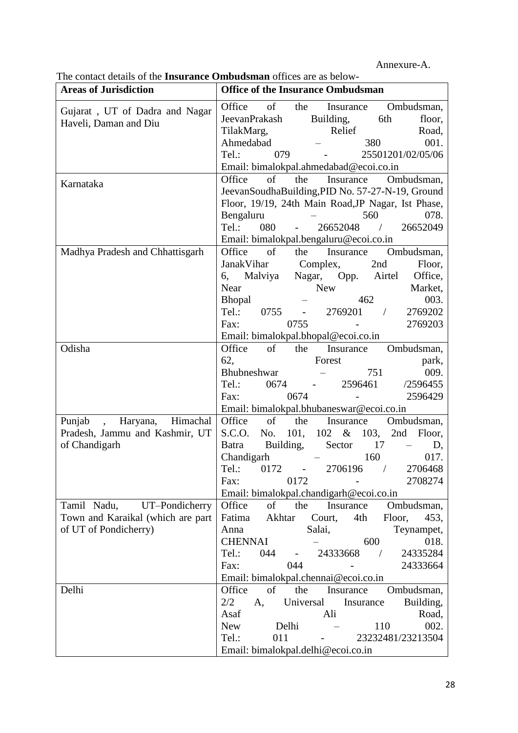Annexure-A.

The contact details of the **Insurance Ombudsman** offices are as below-

| Areas of Jurisdiction | Office of the Insurance Ombudsman |
|---|---|
| Gujarat , UT of Dadra and Nagar Haveli, Daman and Diu | Office of the Insurance Ombudsman, JeevanPrakash Building, 6th floor, TilakMarg, Relief Road, Ahmedabad – 380 001. Tel.: 079 - 25501201/02/05/06 Email: bimalokpal.ahmedabad@ecoi.co.in |
| Karnataka | Office of the Insurance Ombudsman, JeevanSoudhaBuilding,PID No. 57-27-N-19, Ground Floor, 19/19, 24th Main Road,JP Nagar, Ist Phase, Bengaluru – 560 078. Tel.: 080 - 26652048 / 26652049 Email: bimalokpal.bengaluru@ecoi.co.in |
| Madhya Pradesh and Chhattisgarh | Office of the Insurance Ombudsman, JanakVihar Complex, 2nd Floor, 6, Malviya Nagar, Opp. Airtel Office, Near New Market, Bhopal – 462 003. Tel.: 0755 - 2769201 / 2769202 Fax: 0755 - 2769203 Email: bimalokpal.bhopal@ecoi.co.in |
| Odisha | Office of the Insurance Ombudsman, 62, Forest park, Bhubneshwar – 751 009. Tel.: 0674 - 2596461 /2596455 Fax: 0674 - 2596429 Email: bimalokpal.bhubaneswar@ecoi.co.in |
| Punjab , Haryana, Himachal Pradesh, Jammu and Kashmir, UT of Chandigarh | Office of the Insurance Ombudsman, S.C.O. No. 101, 102 & 103, 2nd Floor, Batra Building, Sector 17 – D, Chandigarh – 160 017. Tel.: 0172 - 2706196 / 2706468 Fax: 0172 - 2708274 Email: bimalokpal.chandigarh@ecoi.co.in |
| Tamil Nadu, UT–Pondicherry Town and Karaikal (which are part of UT of Pondicherry) | Office of the Insurance Ombudsman, Fatima Akhtar Court, 4th Floor, 453, Anna Salai, Teynampet, CHENNAI – 600 018. Tel.: 044 - 24333668 / 24335284 Fax: 044 - 24333664 Email: bimalokpal.chennai@ecoi.co.in |
| Delhi | Office of the Insurance Ombudsman, 2/2 A, Universal Insurance Building, Asaf Ali Road, New Delhi – 110 002. Tel.: 011 - 23232481/23213504 Email: bimalokpal.delhi@ecoi.co.in |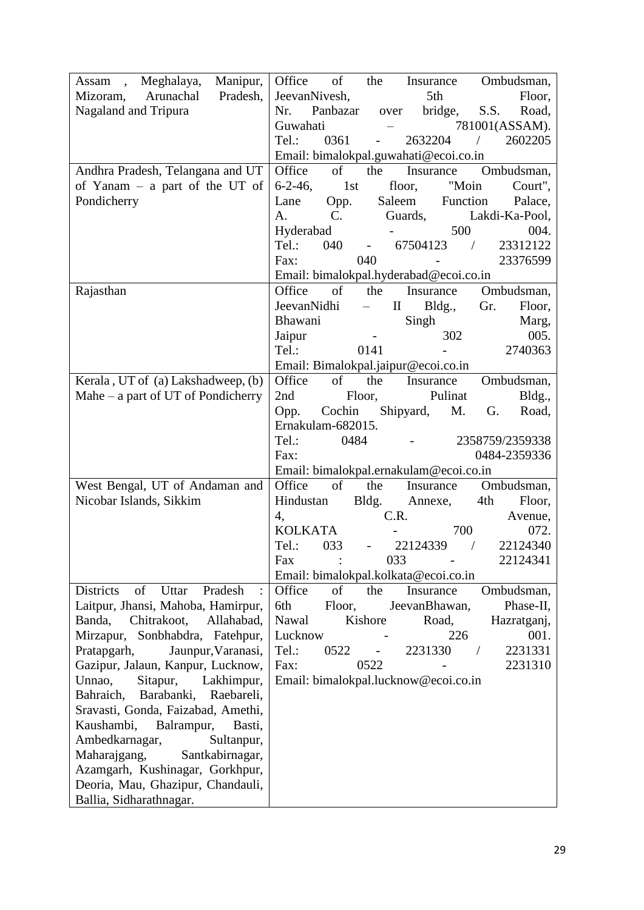| | |
|---|---|
| Assam , Meghalaya, Manipur, Mizoram, Arunachal Pradesh, Nagaland and Tripura | Office of the Insurance Ombudsman, JeevanNivesh, 5th Floor, Nr. Panbazar over bridge, S.S. Road, Guwahati – 781001(ASSAM). Tel.: 0361 - 2632204 / 2602205 Email: bimalokpal.guwahati@ecoi.co.in |
| Andhra Pradesh, Telangana and UT of Yanam – a part of the UT of Pondicherry | Office of the Insurance Ombudsman, 6-2-46, 1st floor, "Moin Court", Lane Opp. Saleem Function Palace, A. C. Guards, Lakdi-Ka-Pool, Hyderabad - 500 004. Tel.: 040 - 67504123 / 23312122 Fax: 040 - 23376599 Email: bimalokpal.hyderabad@ecoi.co.in |
| Rajasthan | Office of the Insurance Ombudsman, JeevanNidhi – II Bldg., Gr. Floor, Bhawani Singh Marg, Jaipur - 302 005. Tel.: 0141 - 2740363 Email: Bimalokpal.jaipur@ecoi.co.in |
| Kerala , UT of (a) Lakshadweep, (b) Mahe – a part of UT of Pondicherry | Office of the Insurance Ombudsman, 2nd Floor, Pulinat Bldg., Opp. Cochin Shipyard, M. G. Road, Ernakulam-682015. Tel.: 0484 - 2358759/2359338 Fax: 0484-2359336 Email: bimalokpal.ernakulam@ecoi.co.in |
| West Bengal, UT of Andaman and Nicobar Islands, Sikkim | Office of the Insurance Ombudsman, Hindustan Bldg. Annexe, 4th Floor, 4, C.R. Avenue, KOLKATA - 700 072. Tel.: 033 - 22124339 / 22124340 Fax : 033 - 22124341 Email: bimalokpal.kolkata@ecoi.co.in |
| Districts of Uttar Pradesh : Laitpur, Jhansi, Mahoba, Hamirpur, Banda, Chitrakoot, Allahabad, Mirzapur, Sonbhabdra, Fatehpur, Pratapgarh, Jaunpur,Varanasi, Gazipur, Jalaun, Kanpur, Lucknow, Unnao, Sitapur, Lakhimpur, Bahraich, Barabanki, Raebareli, Sravasti, Gonda, Faizabad, Amethi, Kaushambi, Balrampur, Basti, Ambedkarnagar, Sultanpur, Maharajgang, Santkabirnagar, Azamgarh, Kushinagar, Gorkhpur, Deoria, Mau, Ghazipur, Chandauli, Ballia, Sidharathnagar. | Office of the Insurance Ombudsman, 6th Floor, JeevanBhawan, Phase-II, Nawal Kishore Road, Hazratganj, Lucknow - 226 001. Tel.: 0522 - 2231330 / 2231331 Fax: 0522 - 2231310 Email: bimalokpal.lucknow@ecoi.co.in |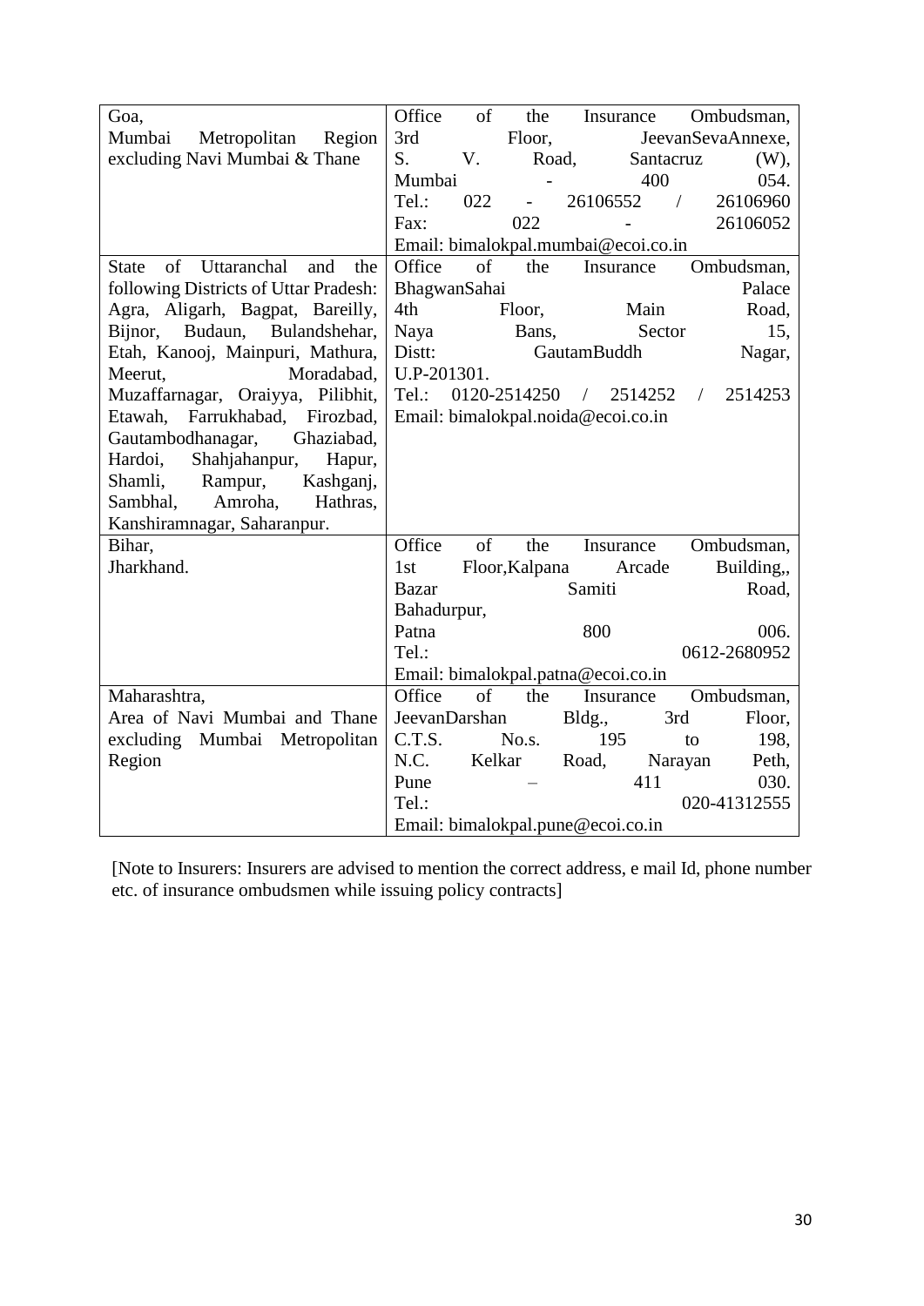| | |
|---|---|
| Goa,<br>Mumbai Metropolitan Region excluding Navi Mumbai & Thane | Office of the Insurance Ombudsman,<br>3rd Floor, JeevanSevaAnnexe,<br>S. V. Road, Santacruz (W),<br>Mumbai - 400 054.<br>Tel.: 022 - 26106552 / 26106960<br>Fax: 022 - 26106052<br>Email: bimalokpal.mumbai@ecoi.co.in |
| State of Uttaranchal and the following Districts of Uttar Pradesh: Agra, Aligarh, Bagpat, Bareilly, Bijnor, Budaun, Bulandshehar, Etah, Kanooj, Mainpuri, Mathura, Meerut, Moradabad, Muzaffarnagar, Oraiyya, Pilibhit, Etawah, Farrukhabad, Firozbad, Gautambodhanagar, Ghaziabad, Hardoi, Shahjahanpur, Hapur, Shamli, Rampur, Kashganj, Sambhal, Amroha, Hathras, Kanshiramnagar, Saharanpur. | Office of the Insurance Ombudsman,<br>BhagwanSahai Palace<br>4th Floor, Main Road,<br>Naya Bans, Sector 15,<br>Distt: GautamBuddh Nagar,<br>U.P-201301.<br>Tel.: 0120-2514250 / 2514252 / 2514253<br>Email: bimalokpal.noida@ecoi.co.in |
| Bihar,<br>Jharkhand. | Office of the Insurance Ombudsman,<br>1st Floor,Kalpana Arcade Building,,<br>Bazar Samiti Road,<br>Bahadurpur,<br>Patna 800 006.<br>Tel.: 0612-2680952<br>Email: bimalokpal.patna@ecoi.co.in |
| Maharashtra,<br>Area of Navi Mumbai and Thane excluding Mumbai Metropolitan Region | Office of the Insurance Ombudsman,<br>JeevanDarshan Bldg., 3rd Floor,<br>C.T.S. No.s. 195 to 198,<br>N.C. Kelkar Road, Narayan Peth,<br>Pune – 411 030.<br>Tel.: 020-41312555<br>Email: bimalokpal.pune@ecoi.co.in |

[Note to Insurers: Insurers are advised to mention the correct address, e mail Id, phone number etc. of insurance ombudsmen while issuing policy contracts]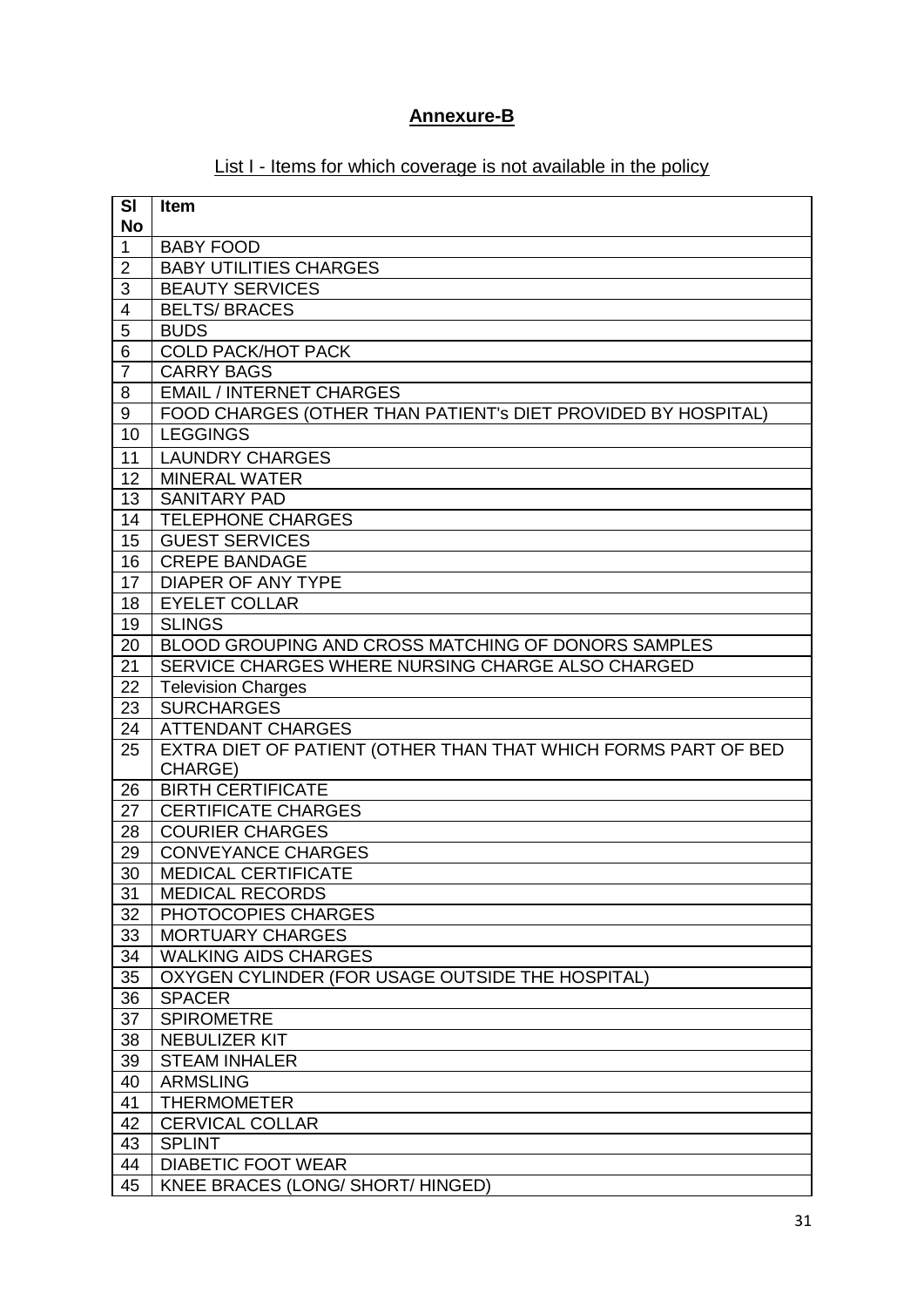## Annexure-B

List I - Items for which coverage is not available in the policy

| Sl No | Item |
|---|---|
| 1 | BABY FOOD |
| 2 | BABY UTILITIES CHARGES |
| 3 | BEAUTY SERVICES |
| 4 | BELTS/ BRACES |
| 5 | BUDS |
| 6 | COLD PACK/HOT PACK |
| 7 | CARRY BAGS |
| 8 | EMAIL / INTERNET CHARGES |
| 9 | FOOD CHARGES (OTHER THAN PATIENT's DIET PROVIDED BY HOSPITAL) |
| 10 | LEGGINGS |
| 11 | LAUNDRY CHARGES |
| 12 | MINERAL WATER |
| 13 | SANITARY PAD |
| 14 | TELEPHONE CHARGES |
| 15 | GUEST SERVICES |
| 16 | CREPE BANDAGE |
| 17 | DIAPER OF ANY TYPE |
| 18 | EYELET COLLAR |
| 19 | SLINGS |
| 20 | BLOOD GROUPING AND CROSS MATCHING OF DONORS SAMPLES |
| 21 | SERVICE CHARGES WHERE NURSING CHARGE ALSO CHARGED |
| 22 | Television Charges |
| 23 | SURCHARGES |
| 24 | ATTENDANT CHARGES |
| 25 | EXTRA DIET OF PATIENT (OTHER THAN THAT WHICH FORMS PART OF BED CHARGE) |
| 26 | BIRTH CERTIFICATE |
| 27 | CERTIFICATE CHARGES |
| 28 | COURIER CHARGES |
| 29 | CONVEYANCE CHARGES |
| 30 | MEDICAL CERTIFICATE |
| 31 | MEDICAL RECORDS |
| 32 | PHOTOCOPIES CHARGES |
| 33 | MORTUARY CHARGES |
| 34 | WALKING AIDS CHARGES |
| 35 | OXYGEN CYLINDER (FOR USAGE OUTSIDE THE HOSPITAL) |
| 36 | SPACER |
| 37 | SPIROMETRE |
| 38 | NEBULIZER KIT |
| 39 | STEAM INHALER |
| 40 | ARMSLING |
| 41 | THERMOMETER |
| 42 | CERVICAL COLLAR |
| 43 | SPLINT |
| 44 | DIABETIC FOOT WEAR |
| 45 | KNEE BRACES (LONG/ SHORT/ HINGED) |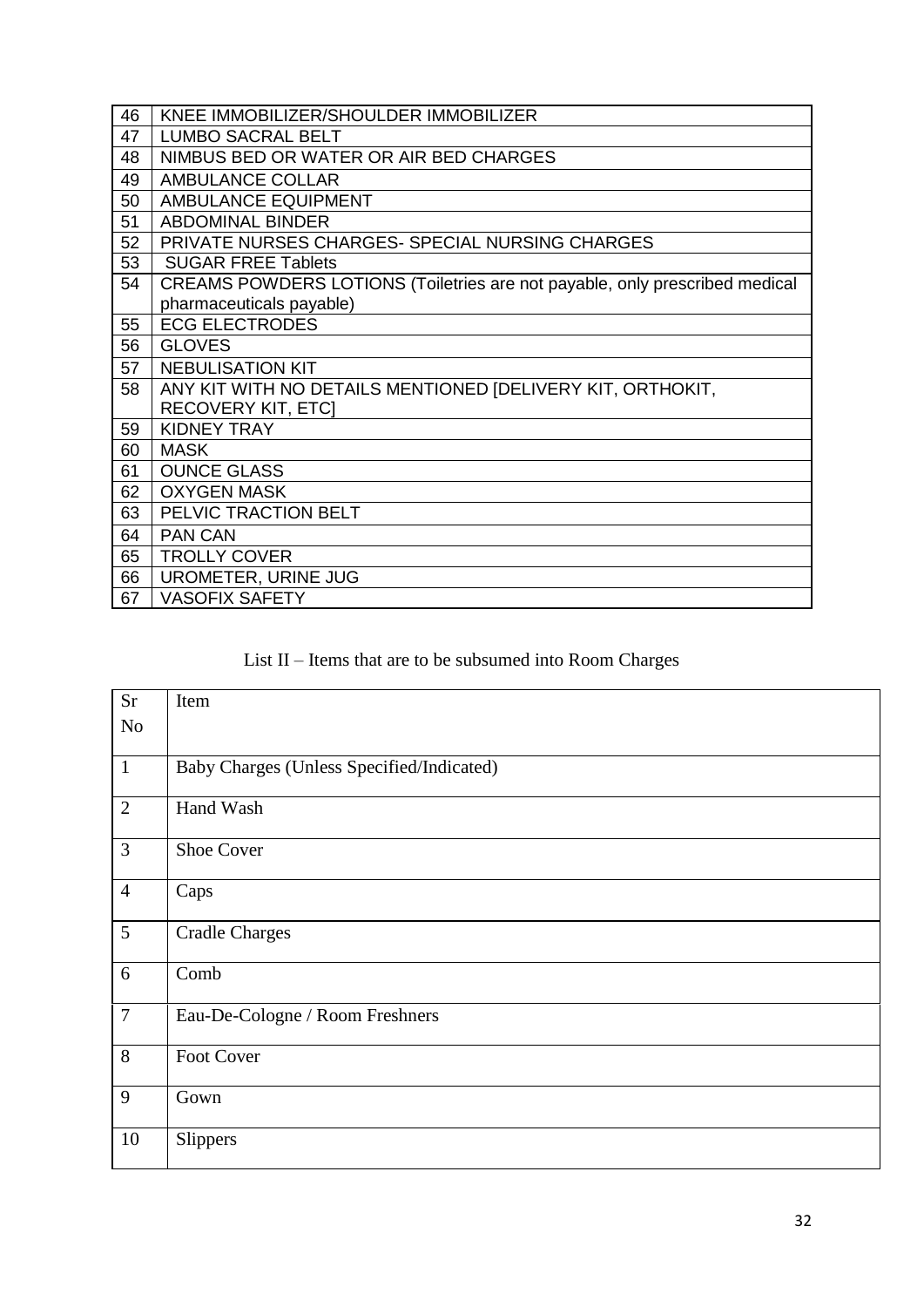| | |
|---|---|
| 46 | KNEE IMMOBILIZER/SHOULDER IMMOBILIZER |
| 47 | LUMBO SACRAL BELT |
| 48 | NIMBUS BED OR WATER OR AIR BED CHARGES |
| 49 | AMBULANCE COLLAR |
| 50 | AMBULANCE EQUIPMENT |
| 51 | ABDOMINAL BINDER |
| 52 | PRIVATE NURSES CHARGES- SPECIAL NURSING CHARGES |
| 53 | SUGAR FREE Tablets |
| 54 | CREAMS POWDERS LOTIONS (Toiletries are not payable, only prescribed medical pharmaceuticals payable) |
| 55 | ECG ELECTRODES |
| 56 | GLOVES |
| 57 | NEBULISATION KIT |
| 58 | ANY KIT WITH NO DETAILS MENTIONED [DELIVERY KIT, ORTHOKIT, RECOVERY KIT, ETC] |
| 59 | KIDNEY TRAY |
| 60 | MASK |
| 61 | OUNCE GLASS |
| 62 | OXYGEN MASK |
| 63 | PELVIC TRACTION BELT |
| 64 | PAN CAN |
| 65 | TROLLY COVER |
| 66 | UROMETER, URINE JUG |
| 67 | VASOFIX SAFETY |

List II – Items that are to be subsumed into Room Charges

| Sr No | Item |
|---|---|
| 1 | Baby Charges (Unless Specified/Indicated) |
| 2 | Hand Wash |
| 3 | Shoe Cover |
| 4 | Caps |
| 5 | Cradle Charges |
| 6 | Comb |
| 7 | Eau-De-Cologne / Room Freshners |
| 8 | Foot Cover |
| 9 | Gown |
| 10 | Slippers |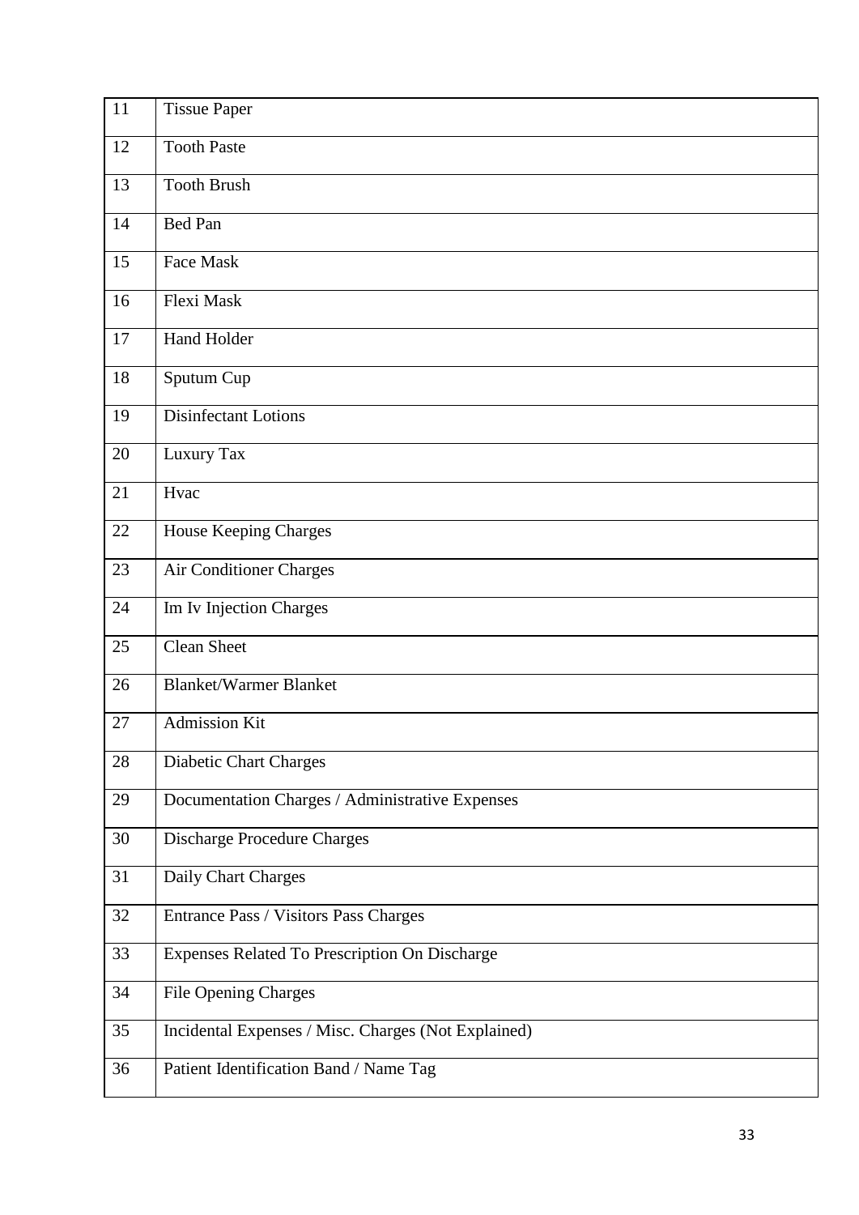| | |
|---|---|
| 11 | Tissue Paper |
| 12 | Tooth Paste |
| 13 | Tooth Brush |
| 14 | Bed Pan |
| 15 | Face Mask |
| 16 | Flexi Mask |
| 17 | Hand Holder |
| 18 | Sputum Cup |
| 19 | Disinfectant Lotions |
| 20 | Luxury Tax |
| 21 | Hvac |
| 22 | House Keeping Charges |
| 23 | Air Conditioner Charges |
| 24 | Im Iv Injection Charges |
| 25 | Clean Sheet |
| 26 | Blanket/Warmer Blanket |
| 27 | Admission Kit |
| 28 | Diabetic Chart Charges |
| 29 | Documentation Charges / Administrative Expenses |
| 30 | Discharge Procedure Charges |
| 31 | Daily Chart Charges |
| 32 | Entrance Pass / Visitors Pass Charges |
| 33 | Expenses Related To Prescription On Discharge |
| 34 | File Opening Charges |
| 35 | Incidental Expenses / Misc. Charges (Not Explained) |
| 36 | Patient Identification Band / Name Tag |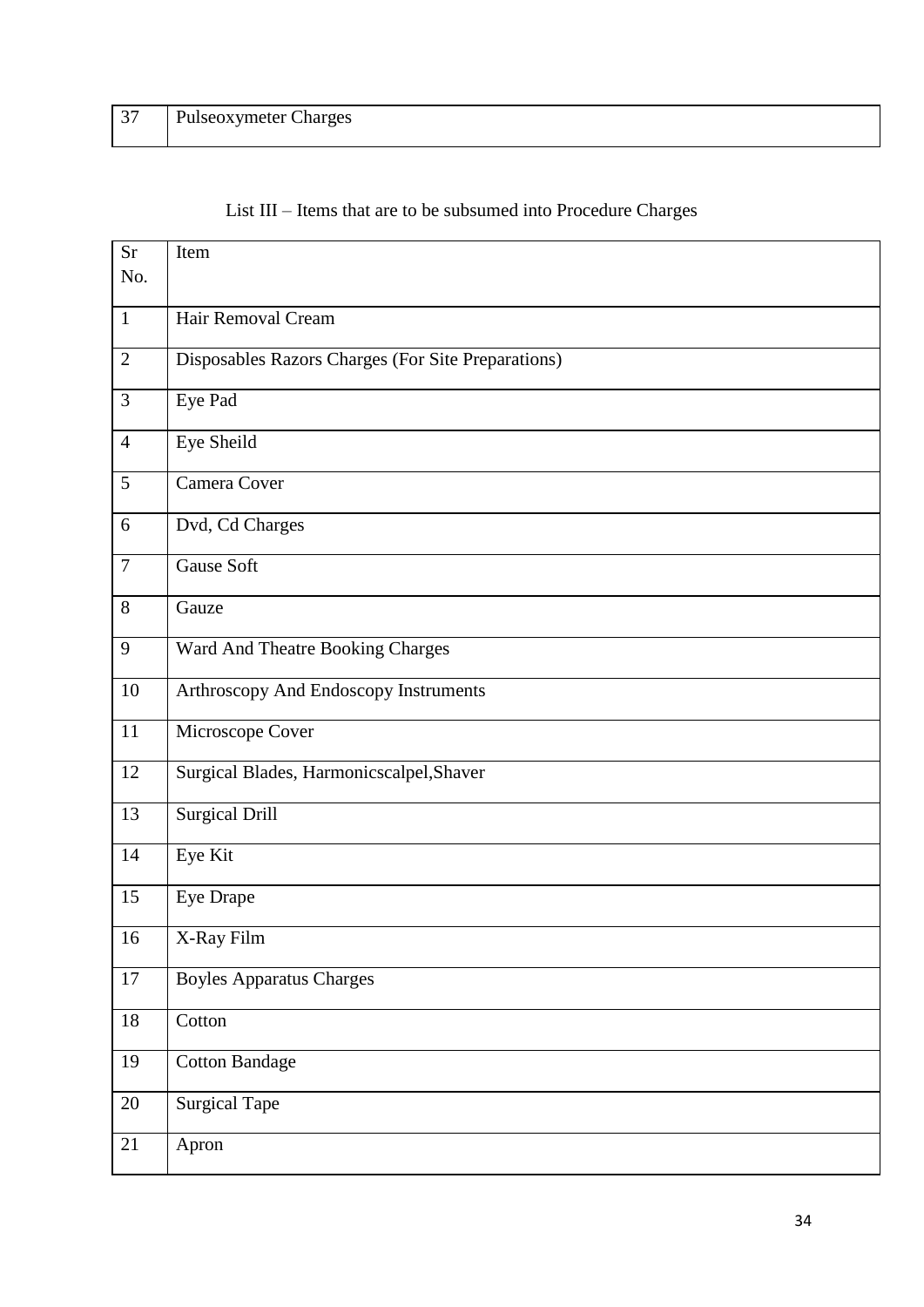| 37 | Pulseoxymeter Charges |
|---|---|

List III – Items that are to be subsumed into Procedure Charges

| Sr No. | Item |
|---|---|
| 1 | Hair Removal Cream |
| 2 | Disposables Razors Charges (For Site Preparations) |
| 3 | Eye Pad |
| 4 | Eye Sheild |
| 5 | Camera Cover |
| 6 | Dvd, Cd Charges |
| 7 | Gause Soft |
| 8 | Gauze |
| 9 | Ward And Theatre Booking Charges |
| 10 | Arthroscopy And Endoscopy Instruments |
| 11 | Microscope Cover |
| 12 | Surgical Blades, Harmonicscalpel,Shaver |
| 13 | Surgical Drill |
| 14 | Eye Kit |
| 15 | Eye Drape |
| 16 | X-Ray Film |
| 17 | Boyles Apparatus Charges |
| 18 | Cotton |
| 19 | Cotton Bandage |
| 20 | Surgical Tape |
| 21 | Apron |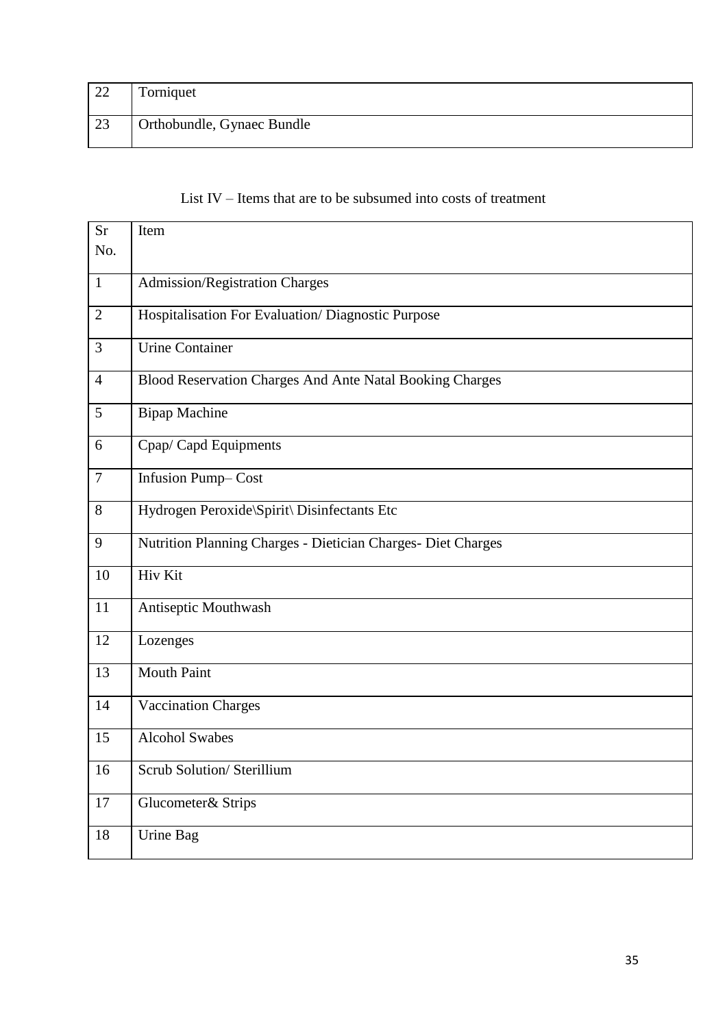| | |
|---|---|
| 22 | Torniquet |
| 23 | Orthobundle, Gynaec Bundle |

List IV – Items that are to be subsumed into costs of treatment

| Sr No. | Item |
|---|---|
| 1 | Admission/Registration Charges |
| 2 | Hospitalisation For Evaluation/ Diagnostic Purpose |
| 3 | Urine Container |
| 4 | Blood Reservation Charges And Ante Natal Booking Charges |
| 5 | Bipap Machine |
| 6 | Cpap/ Capd Equipments |
| 7 | Infusion Pump– Cost |
| 8 | Hydrogen Peroxide\Spirit\ Disinfectants Etc |
| 9 | Nutrition Planning Charges - Dietician Charges- Diet Charges |
| 10 | Hiv Kit |
| 11 | Antiseptic Mouthwash |
| 12 | Lozenges |
| 13 | Mouth Paint |
| 14 | Vaccination Charges |
| 15 | Alcohol Swabes |
| 16 | Scrub Solution/ Sterillium |
| 17 | Glucometer& Strips |
| 18 | Urine Bag |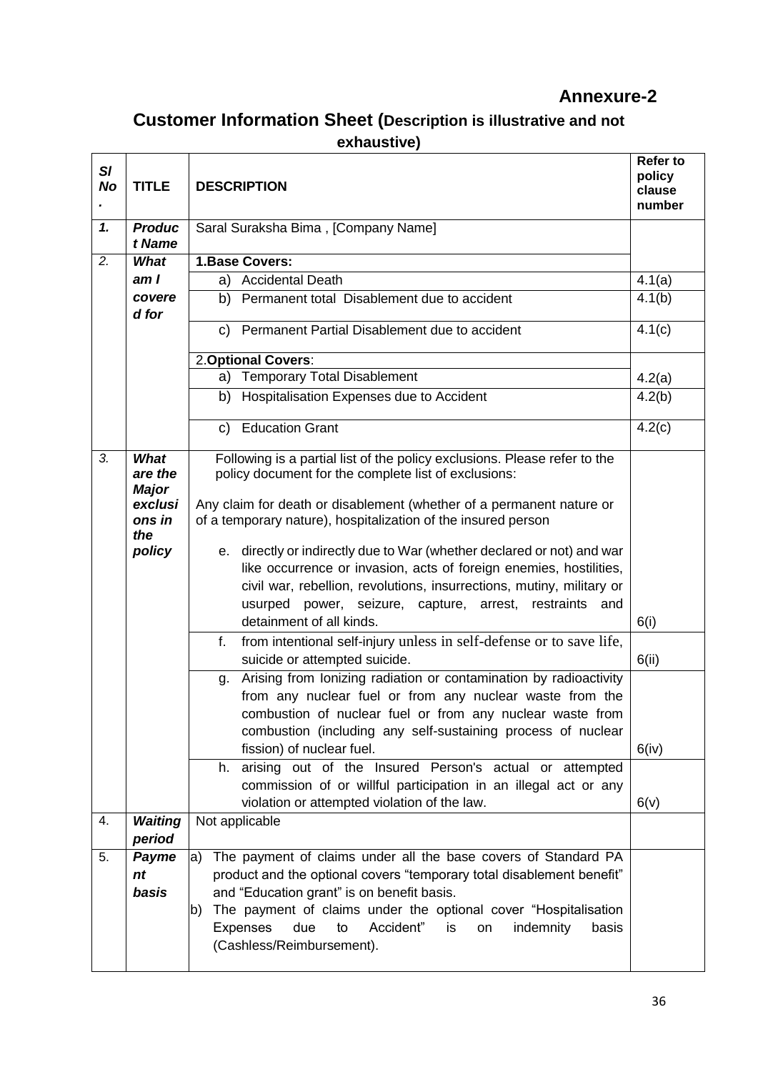# Annexure-2

## Customer Information Sheet (Description is illustrative and not exhaustive)

| Sl No. | TITLE | DESCRIPTION | Refer to policy clause number |
|---|---|---|---|
| *1.* | ***Product Name*** | Saral Suraksha Bima , [Company Name] | |
| *2.* | ***What am I covered for*** | **1.Base Covers:** | |
| | | a) Accidental Death | 4.1(a) |
| | | b) Permanent total Disablement due to accident | 4.1(b) |
| | | c) Permanent Partial Disablement due to accident | 4.1(c) |
| | | 2.**Optional Covers**: | |
| | | a) Temporary Total Disablement | 4.2(a) |
| | | b) Hospitalisation Expenses due to Accident | 4.2(b) |
| | | c) Education Grant | 4.2(c) |
| *3.* | ***What are the Major exclusions in the policy*** | Following is a partial list of the policy exclusions. Please refer to the policy document for the complete list of exclusions:<br><br>Any claim for death or disablement (whether of a permanent nature or of a temporary nature), hospitalization of the insured person<br><br>e. directly or indirectly due to War (whether declared or not) and war like occurrence or invasion, acts of foreign enemies, hostilities, civil war, rebellion, revolutions, insurrections, mutiny, military or usurped power, seizure, capture, arrest, restraints and detainment of all kinds. | 6(i) |
| | | f. from intentional self-injury unless in self-defense or to save life, suicide or attempted suicide. | 6(ii) |
| | | g. Arising from Ionizing radiation or contamination by radioactivity from any nuclear fuel or from any nuclear waste from the combustion of nuclear fuel or from any nuclear waste from combustion (including any self-sustaining process of nuclear fission) of nuclear fuel. | 6(iv) |
| | | h. arising out of the Insured Person's actual or attempted commission of or willful participation in an illegal act or any violation or attempted violation of the law. | 6(v) |
| 4. | ***Waiting period*** | Not applicable | |
| 5. | ***Payment basis*** | a) The payment of claims under all the base covers of Standard PA product and the optional covers "temporary total disablement benefit" and "Education grant" is on benefit basis.<br>b) The payment of claims under the optional cover "Hospitalisation Expenses due to Accident" is on indemnity basis (Cashless/Reimbursement). | |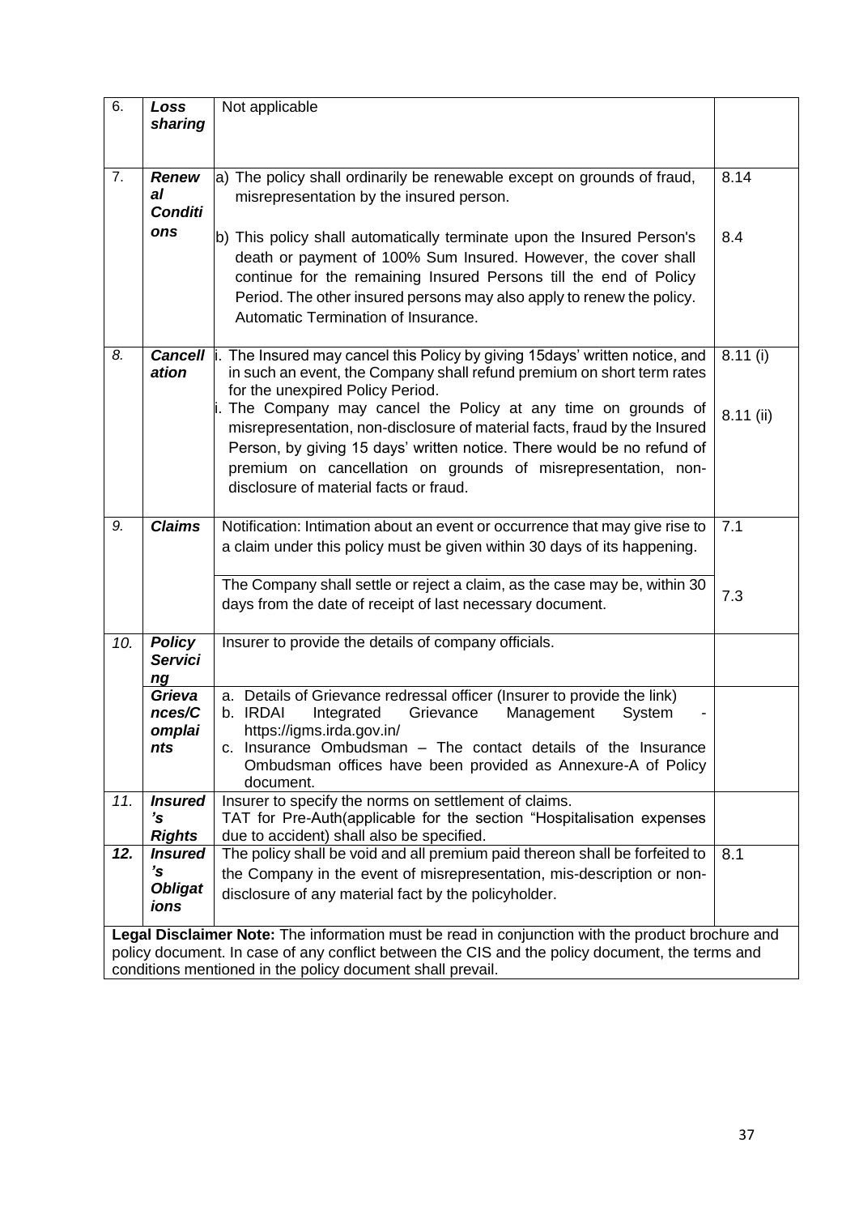| | | | |
|---|---|---|---|
| 6. | ***Loss sharing*** | Not applicable | |
| 7. | ***Renewal Conditions*** | a) The policy shall ordinarily be renewable except on grounds of fraud, misrepresentation by the insured person.<br><br>b) This policy shall automatically terminate upon the Insured Person's death or payment of 100% Sum Insured. However, the cover shall continue for the remaining Insured Persons till the end of Policy Period. The other insured persons may also apply to renew the policy. Automatic Termination of Insurance. | 8.14<br><br>8.4 |
| *8.* | ***Cancellation*** | i. The Insured may cancel this Policy by giving 15days' written notice, and in such an event, the Company shall refund premium on short term rates for the unexpired Policy Period.<br>i. The Company may cancel the Policy at any time on grounds of misrepresentation, non-disclosure of material facts, fraud by the Insured Person, by giving 15 days' written notice. There would be no refund of premium on cancellation on grounds of misrepresentation, non-disclosure of material facts or fraud. | 8.11 (i)<br><br>8.11 (ii) |
| *9.* | ***Claims*** | Notification: Intimation about an event or occurrence that may give rise to a claim under this policy must be given within 30 days of its happening. | 7.1 |
| | | The Company shall settle or reject a claim, as the case may be, within 30 days from the date of receipt of last necessary document. | 7.3 |
| *10.* | ***Policy Servicing*** | Insurer to provide the details of company officials. | |
| | ***Grievances/Complaints*** | a. Details of Grievance redressal officer (Insurer to provide the link)<br>b. IRDAI Integrated Grievance Management System - https://igms.irda.gov.in/<br>c. Insurance Ombudsman – The contact details of the Insurance Ombudsman offices have been provided as Annexure-A of Policy document. | |
| *11.* | ***Insured's Rights*** | Insurer to specify the norms on settlement of claims.<br>TAT for Pre-Auth(applicable for the section "Hospitalisation expenses due to accident) shall also be specified. | |
| ***12.*** | ***Insured's Obligations*** | The policy shall be void and all premium paid thereon shall be forfeited to the Company in the event of misrepresentation, mis-description or non-disclosure of any material fact by the policyholder. | 8.1 |

**Legal Disclaimer Note:** The information must be read in conjunction with the product brochure and policy document. In case of any conflict between the CIS and the policy document, the terms and conditions mentioned in the policy document shall prevail.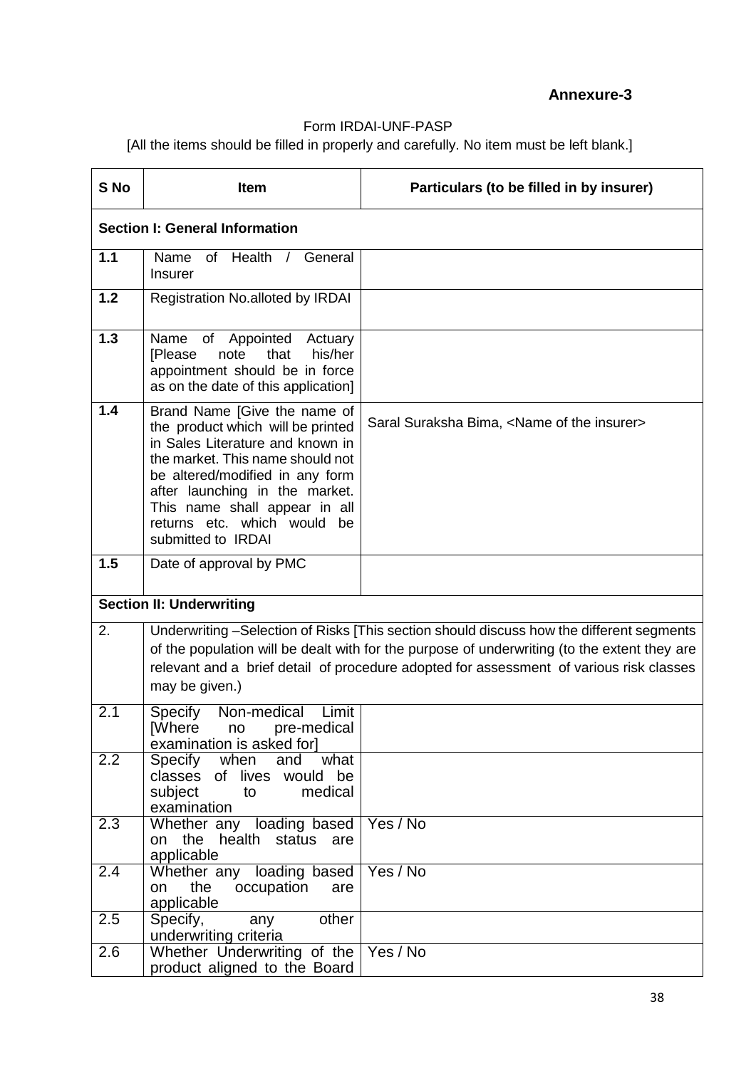**Annexure-3**

Form IRDAI-UNF-PASP

[All the items should be filled in properly and carefully. No item must be left blank.]

| S No | Item | Particulars (to be filled in by insurer) |
|---|---|---|
| **Section I: General Information** | | |
| **1.1** | Name of Health / General Insurer | |
| **1.2** | Registration No.alloted by IRDAI | |
| **1.3** | Name of Appointed Actuary [Please note that his/her appointment should be in force as on the date of this application] | |
| **1.4** | Brand Name [Give the name of the product which will be printed in Sales Literature and known in the market. This name should not be altered/modified in any form after launching in the market. This name shall appear in all returns etc. which would be submitted to IRDAI | Saral Suraksha Bima, <Name of the insurer> |
| **1.5** | Date of approval by PMC | |
| **Section II: Underwriting** | | |
| 2. | Underwriting –Selection of Risks [This section should discuss how the different segments of the population will be dealt with for the purpose of underwriting (to the extent they are relevant and a brief detail of procedure adopted for assessment of various risk classes may be given.) | |
| 2.1 | Specify Non-medical Limit [Where no pre-medical examination is asked for] | |
| 2.2 | Specify when and what classes of lives would be subject to medical examination | |
| 2.3 | Whether any loading based on the health status are applicable | Yes / No |
| 2.4 | Whether any loading based on the occupation are applicable | Yes / No |
| 2.5 | Specify, any other underwriting criteria | |
| 2.6 | Whether Underwriting of the product aligned to the Board | Yes / No |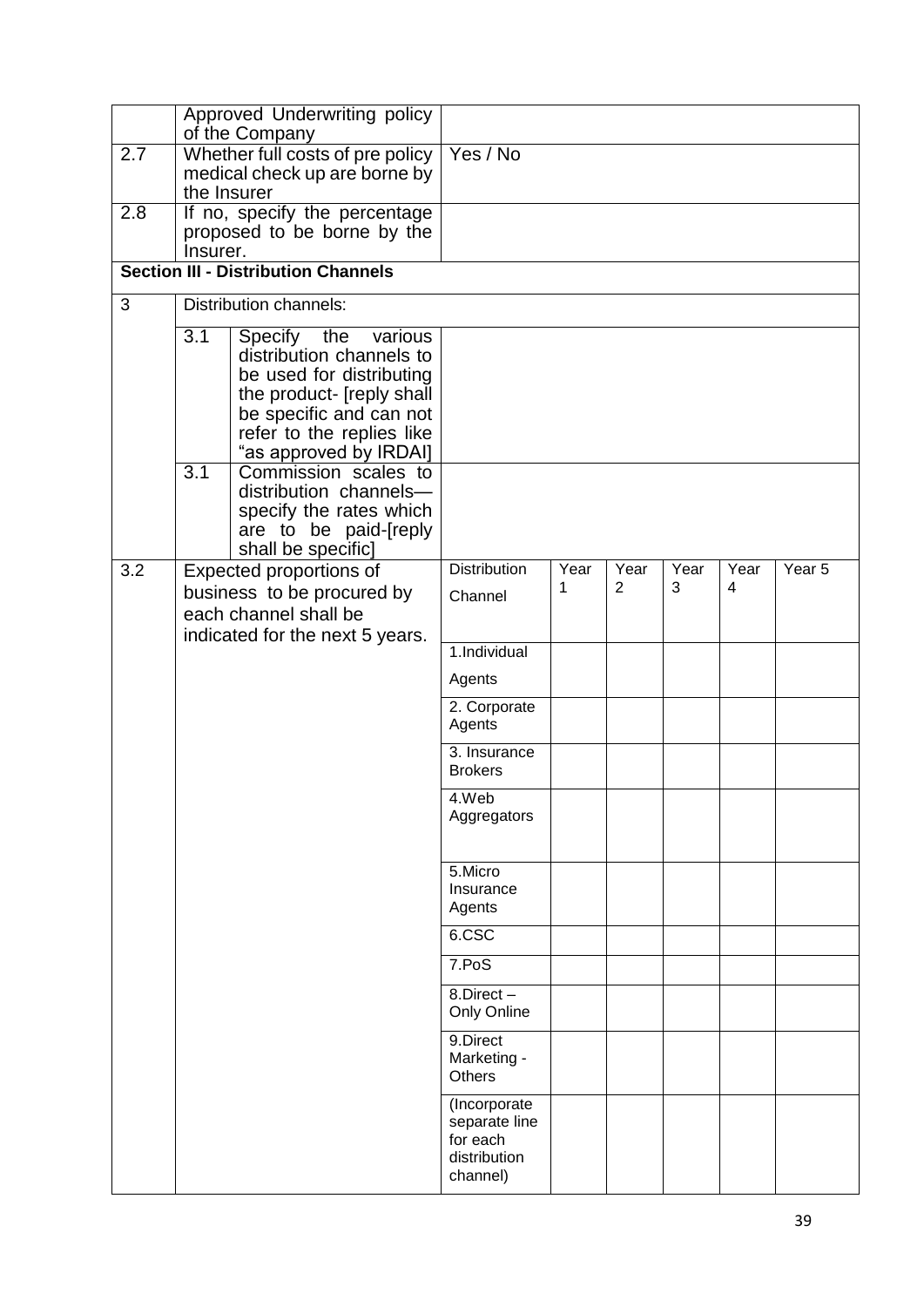| | | | | | | | | |
|---|---|---|---|---|---|---|---|---|
| | Approved Underwriting policy of the Company | | | | | | | |
| 2.7 | Whether full costs of pre policy medical check up are borne by the Insurer | | Yes / No | | | | | |
| 2.8 | If no, specify the percentage proposed to be borne by the Insurer. | | | | | | | |
| **Section III - Distribution Channels** | | | | | | | | |
| 3 | Distribution channels: | | | | | | | |
| | 3.1 | Specify the various distribution channels to be used for distributing the product- [reply shall be specific and can not refer to the replies like "as approved by IRDAI] | | | | | | |
| | 3.1 | Commission scales to distribution channels— specify the rates which are to be paid-[reply shall be specific] | | | | | | |
| 3.2 | Expected proportions of business to be procured by each channel shall be indicated for the next 5 years. | | Distribution Channel | Year 1 | Year 2 | Year 3 | Year 4 | Year 5 |
| | | | 1.Individual Agents | | | | | |
| | | | 2. Corporate Agents | | | | | |
| | | | 3. Insurance Brokers | | | | | |
| | | | 4.Web Aggregators | | | | | |
| | | | 5.Micro Insurance Agents | | | | | |
| | | | 6.CSC | | | | | |
| | | | 7.PoS | | | | | |
| | | | 8.Direct – Only Online | | | | | |
| | | | 9.Direct Marketing - Others | | | | | |
| | | | (Incorporate separate line for each distribution channel) | | | | | |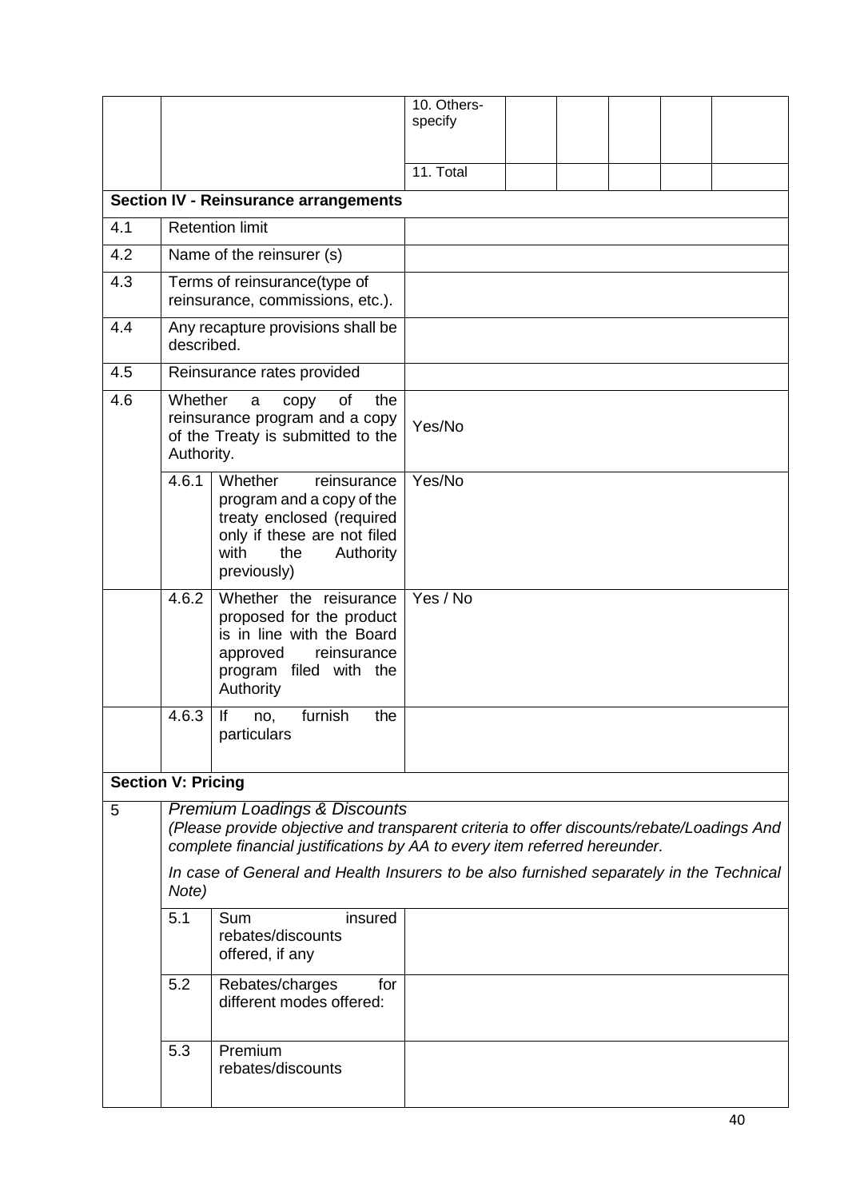| | | | | | | | | |
|---|---|---|---|---|---|---|---|---|
| | | | 10. Others-specify | | | | | |
| | | | 11. Total | | | | | |
| **Section IV - Reinsurance arrangements** | | | | | | | | |
| 4.1 | Retention limit | | | | | | | |
| 4.2 | Name of the reinsurer (s) | | | | | | | |
| 4.3 | Terms of reinsurance(type of reinsurance, commissions, etc.). | | | | | | | |
| 4.4 | Any recapture provisions shall be described. | | | | | | | |
| 4.5 | Reinsurance rates provided | | | | | | | |
| 4.6 | Whether a copy of the reinsurance program and a copy of the Treaty is submitted to the Authority. | | Yes/No | | | | | |
| | 4.6.1 | Whether reinsurance program and a copy of the treaty enclosed (required only if these are not filed with the Authority previously) | Yes/No | | | | | |
| | 4.6.2 | Whether the reisurance proposed for the product is in line with the Board approved reinsurance program filed with the Authority | Yes / No | | | | | |
| | 4.6.3 | If no, furnish the particulars | | | | | | |
| **Section V: Pricing** | | | | | | | | |
| 5 | *Premium Loadings & Discounts* *(Please provide objective and transparent criteria to offer discounts/rebate/Loadings And complete financial justifications by AA to every item referred hereunder.* *In case of General and Health Insurers to be also furnished separately in the Technical Note)* | | | | | | | |
| | 5.1 | Sum insured rebates/discounts offered, if any | | | | | | |
| | 5.2 | Rebates/charges for different modes offered: | | | | | | |
| | 5.3 | Premium rebates/discounts | | | | | | |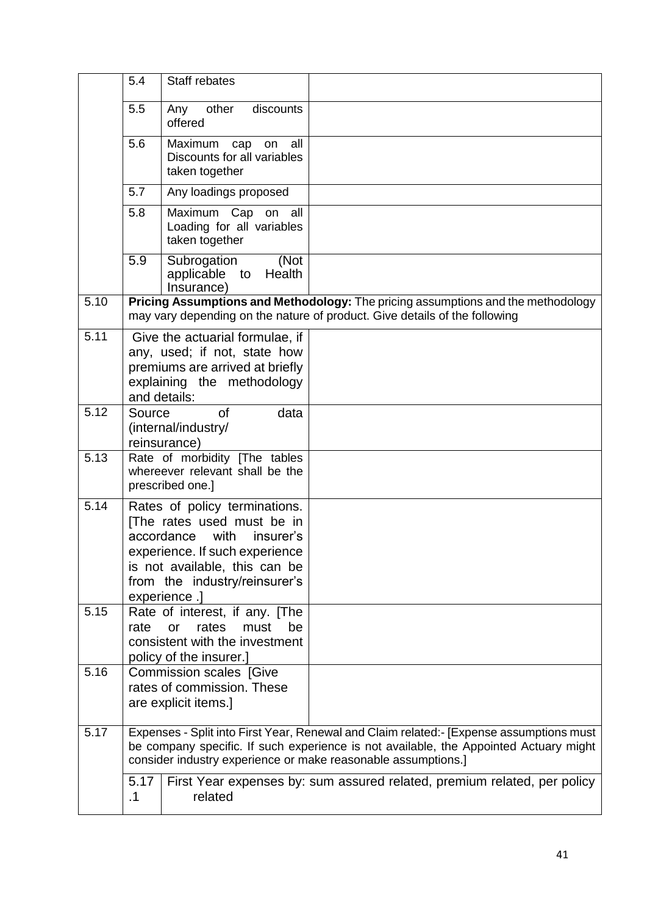| | | | |
|---|---|---|---|
| | 5.4 | Staff rebates | |
| | 5.5 | Any other discounts offered | |
| | 5.6 | Maximum cap on all Discounts for all variables taken together | |
| | 5.7 | Any loadings proposed | |
| | 5.8 | Maximum Cap on all Loading for all variables taken together | |
| | 5.9 | Subrogation (Not applicable to Health Insurance) | |
| 5.10 | **Pricing Assumptions and Methodology:** The pricing assumptions and the methodology may vary depending on the nature of product. Give details of the following | | |
| 5.11 | Give the actuarial formulae, if any, used; if not, state how premiums are arrived at briefly explaining the methodology and details: | | |
| 5.12 | Source of data (internal/industry/ reinsurance) | | |
| 5.13 | Rate of morbidity [The tables whereever relevant shall be the prescribed one.] | | |
| 5.14 | Rates of policy terminations. [The rates used must be in accordance with insurer's experience. If such experience is not available, this can be from the industry/reinsurer's experience .] | | |
| 5.15 | Rate of interest, if any. [The rate or rates must be consistent with the investment policy of the insurer.] | | |
| 5.16 | Commission scales [Give rates of commission. These are explicit items.] | | |
| 5.17 | Expenses - Split into First Year, Renewal and Claim related:- [Expense assumptions must be company specific. If such experience is not available, the Appointed Actuary might consider industry experience or make reasonable assumptions.] | | |
| | 5.17.1 | First Year expenses by: sum assured related, premium related, per policy related | |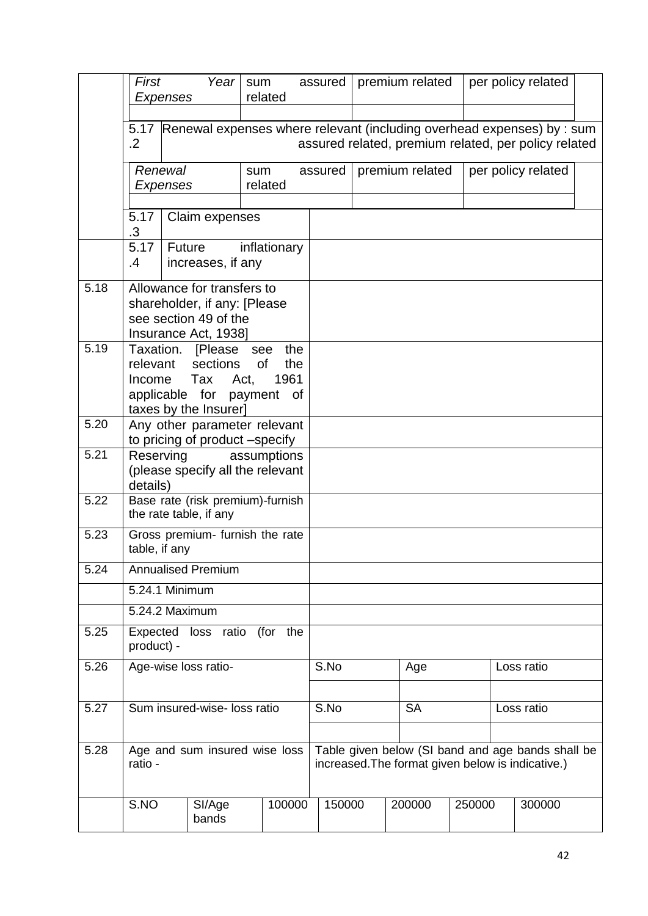| | | | | |
|---|---|---|---|---|
| | *First Year Expenses* | sum assured related | premium related | per policy related |
| | | | | |
| | 5.17.2 Renewal expenses where relevant (including overhead expenses) by : sum assured related, premium related, per policy related | | | |
| | *Renewal Expenses* | sum assured related | premium related | per policy related |
| | | | | |
| | 5.17.3 Claim expenses | | | |
| | 5.17.4 Future inflationary increases, if any | | | |
| 5.18 | Allowance for transfers to shareholder, if any: [Please see section 49 of the Insurance Act, 1938] | | | |
| 5.19 | Taxation. [Please see the relevant sections of the Income Tax Act, 1961 applicable for payment of taxes by the Insurer] | | | |
| 5.20 | Any other parameter relevant to pricing of product –specify | | | |
| 5.21 | Reserving assumptions (please specify all the relevant details) | | | |
| 5.22 | Base rate (risk premium)-furnish the rate table, if any | | | |
| 5.23 | Gross premium- furnish the rate table, if any | | | |
| 5.24 | Annualised Premium | | | |
| | 5.24.1 Minimum | | | |
| | 5.24.2 Maximum | | | |
| 5.25 | Expected loss ratio (for the product) - | | | |
| 5.26 | Age-wise loss ratio- | S.No | Age | Loss ratio |
| | | | | |
| 5.27 | Sum insured-wise- loss ratio | S.No | SA | Loss ratio |
| | | | | |
| 5.28 | Age and sum insured wise loss ratio - | Table given below (SI band and age bands shall be increased.The format given below is indicative.) | | |

| S.NO | SI/Age bands | 100000 | 150000 | 200000 | 250000 | 300000 |
|---|---|---|---|---|---|---|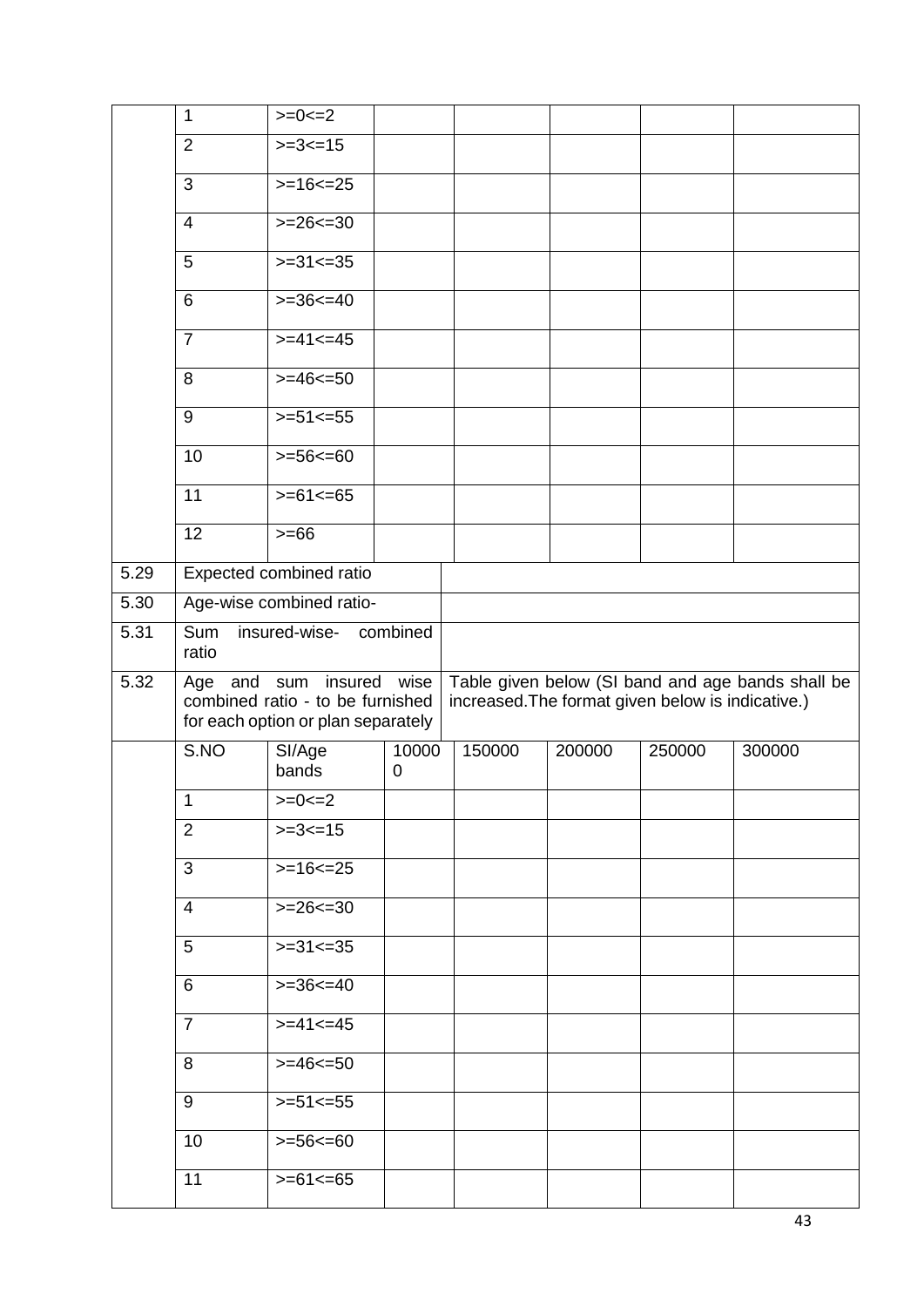| | | | | | | | |
|---|---|---|---|---|---|---|---|
| | 1 | >=0<=2 | | | | | |
| | 2 | >=3<=15 | | | | | |
| | 3 | >=16<=25 | | | | | |
| | 4 | >=26<=30 | | | | | |
| | 5 | >=31<=35 | | | | | |
| | 6 | >=36<=40 | | | | | |
| | 7 | >=41<=45 | | | | | |
| | 8 | >=46<=50 | | | | | |
| | 9 | >=51<=55 | | | | | |
| | 10 | >=56<=60 | | | | | |
| | 11 | >=61<=65 | | | | | |
| | 12 | >=66 | | | | | |

| | | |
|---|---|---|
| 5.29 | Expected combined ratio | |
| 5.30 | Age-wise combined ratio- | |
| 5.31 | Sum insured-wise- combined ratio | |
| 5.32 | Age and sum insured wise combined ratio - to be furnished for each option or plan separately | Table given below (SI band and age bands shall be increased.The format given below is indicative.) |

| | S.NO | SI/Age bands | 100000 | 150000 | 200000 | 250000 | 300000 |
|---|---|---|---|---|---|---|---|
| | 1 | >=0<=2 | | | | | |
| | 2 | >=3<=15 | | | | | |
| | 3 | >=16<=25 | | | | | |
| | 4 | >=26<=30 | | | | | |
| | 5 | >=31<=35 | | | | | |
| | 6 | >=36<=40 | | | | | |
| | 7 | >=41<=45 | | | | | |
| | 8 | >=46<=50 | | | | | |
| | 9 | >=51<=55 | | | | | |
| | 10 | >=56<=60 | | | | | |
| | 11 | >=61<=65 | | | | | |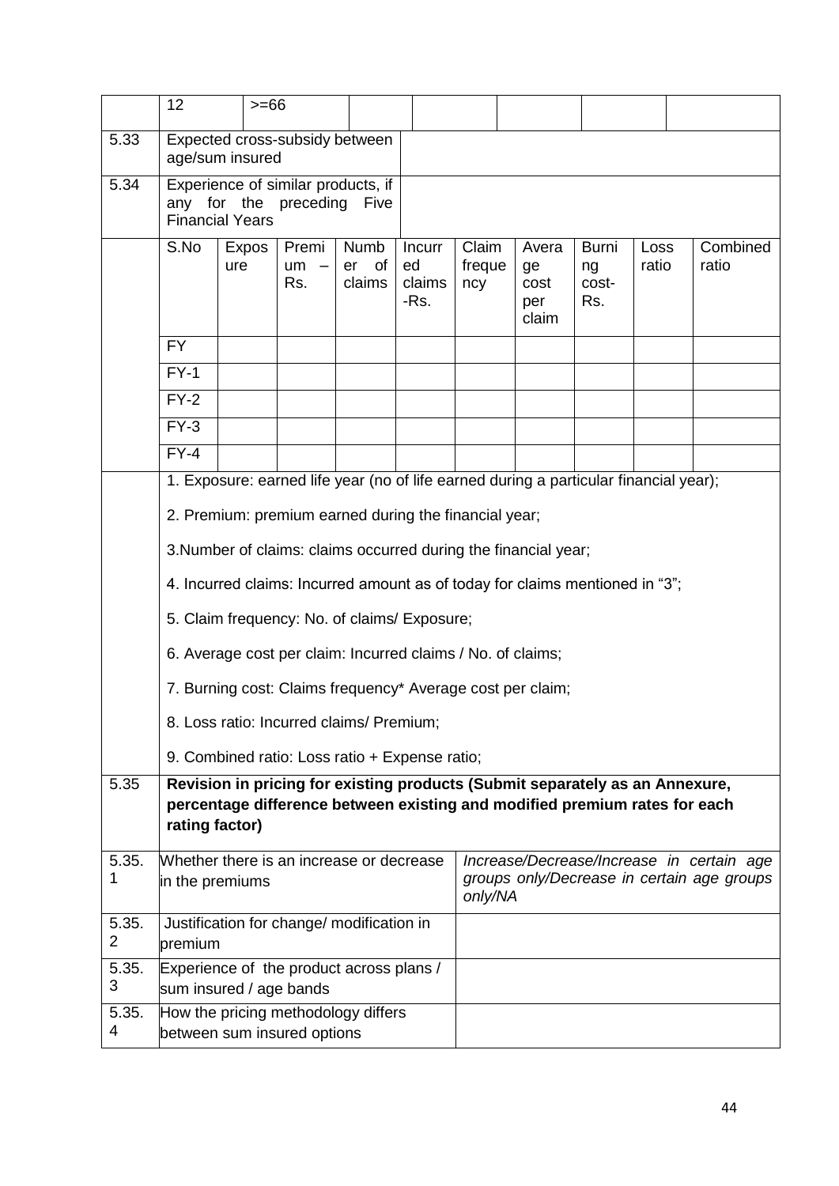|  | 12 | >=66 |  |  |  |  |  |  |  |  |
|---|---|---|---|---|---|---|---|---|---|---|
| 5.33 | Expected cross-subsidy between age/sum insured | | | | | | | | | |
| 5.34 | Experience of similar products, if any for the preceding Five Financial Years | | | | | | | | | |
|  | S.No | Exposure | Premium – Rs. | Number of claims | Incurred claims -Rs. | Claim frequency | Average cost per claim | Burning cost-Rs. | Loss ratio | Combined ratio |
|  | FY |  |  |  |  |  |  |  |  |  |
|  | FY-1 |  |  |  |  |  |  |  |  |  |
|  | FY-2 |  |  |  |  |  |  |  |  |  |
|  | FY-3 |  |  |  |  |  |  |  |  |  |
|  | FY-4 |  |  |  |  |  |  |  |  |  |

1. Exposure: earned life year (no of life earned during a particular financial year);

2. Premium: premium earned during the financial year;

3.Number of claims: claims occurred during the financial year;

4. Incurred claims: Incurred amount as of today for claims mentioned in "3";

5. Claim frequency: No. of claims/ Exposure;

6. Average cost per claim: Incurred claims / No. of claims;

7. Burning cost: Claims frequency* Average cost per claim;

8. Loss ratio: Incurred claims/ Premium;

9. Combined ratio: Loss ratio + Expense ratio;

| 5.35 | **Revision in pricing for existing products (Submit separately as an Annexure, percentage difference between existing and modified premium rates for each rating factor)** | |
|---|---|---|
| 5.35.1 | Whether there is an increase or decrease in the premiums | *Increase/Decrease/Increase in certain age groups only/Decrease in certain age groups only/NA* |
| 5.35.2 | Justification for change/ modification in premium |  |
| 5.35.3 | Experience of the product across plans / sum insured / age bands |  |
| 5.35.4 | How the pricing methodology differs between sum insured options |  |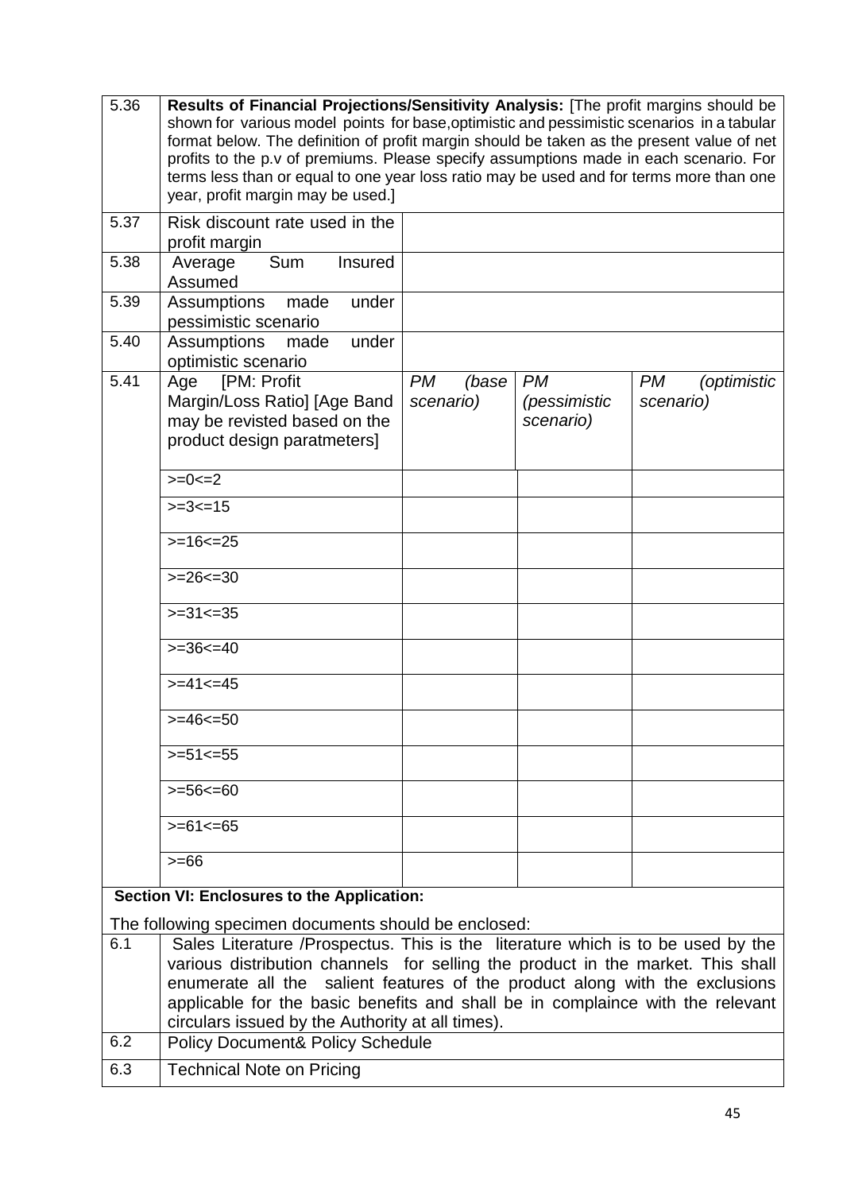| | | | | |
|---|---|---|---|---|
| 5.36 | **Results of Financial Projections/Sensitivity Analysis:** [The profit margins should be shown for various model points for base,optimistic and pessimistic scenarios in a tabular format below. The definition of profit margin should be taken as the present value of net profits to the p.v of premiums. Please specify assumptions made in each scenario. For terms less than or equal to one year loss ratio may be used and for terms more than one year, profit margin may be used.] | | | |
| 5.37 | Risk discount rate used in the profit margin | | | |
| 5.38 | Average Sum Insured Assumed | | | |
| 5.39 | Assumptions made under pessimistic scenario | | | |
| 5.40 | Assumptions made under optimistic scenario | | | |
| 5.41 | Age [PM: Profit Margin/Loss Ratio] [Age Band may be revisted based on the product design paratmeters] | *PM (base scenario)* | *PM (pessimistic scenario)* | *PM (optimistic scenario)* |
| | >=0<=2 | | | |
| | >=3<=15 | | | |
| | >=16<=25 | | | |
| | >=26<=30 | | | |
| | >=31<=35 | | | |
| | >=36<=40 | | | |
| | >=41<=45 | | | |
| | >=46<=50 | | | |
| | >=51<=55 | | | |
| | >=56<=60 | | | |
| | >=61<=65 | | | |
| | >=66 | | | |

**Section VI: Enclosures to the Application:**

The following specimen documents should be enclosed:

| | |
|---|---|
| 6.1 | Sales Literature /Prospectus. This is the literature which is to be used by the various distribution channels for selling the product in the market. This shall enumerate all the salient features of the product along with the exclusions applicable for the basic benefits and shall be in complaince with the relevant circulars issued by the Authority at all times). |
| 6.2 | Policy Document& Policy Schedule |
| 6.3 | Technical Note on Pricing |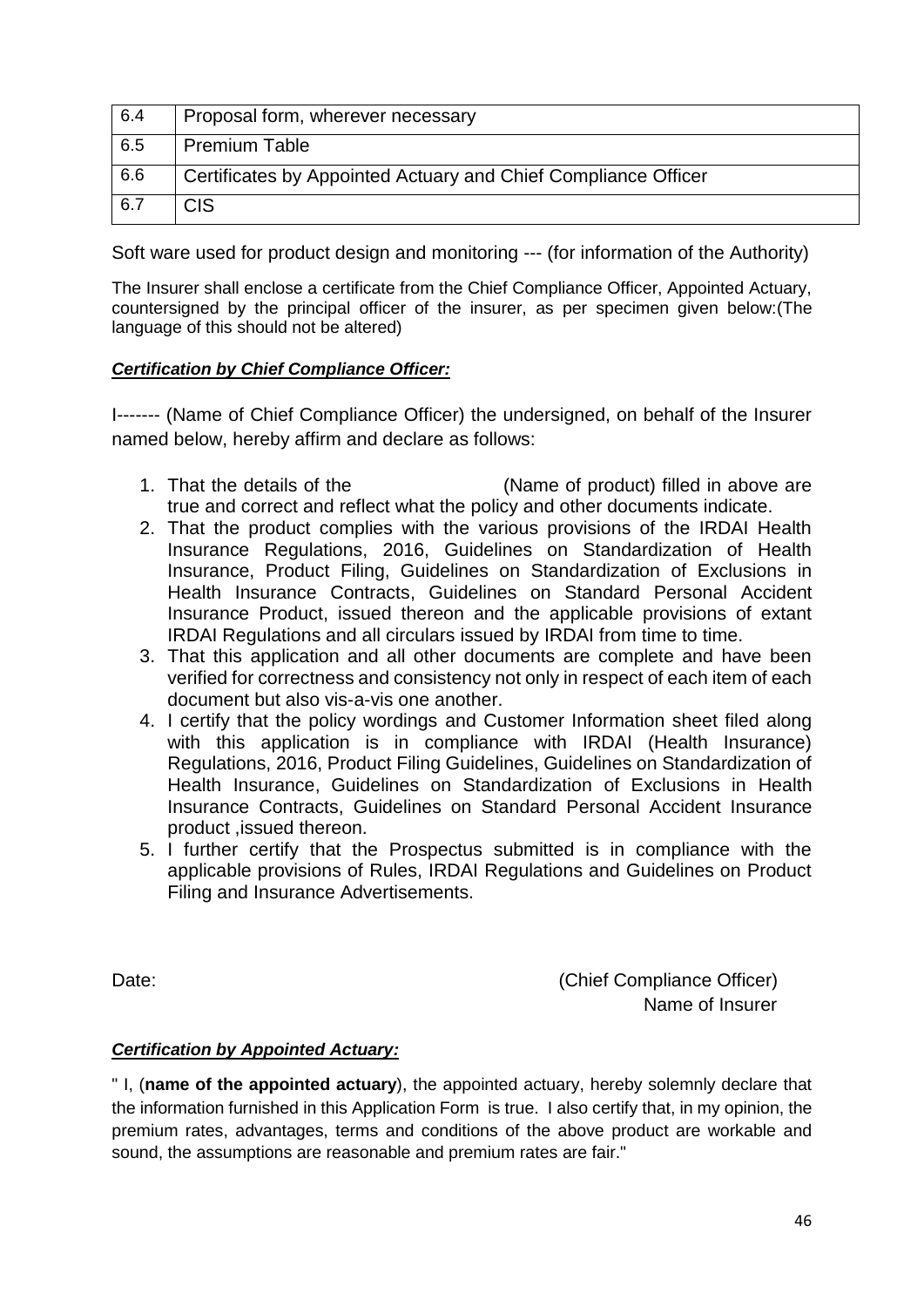| 6.4 | Proposal form, wherever necessary |
|---|---|
| 6.5 | Premium Table |
| 6.6 | Certificates by Appointed Actuary and Chief Compliance Officer |
| 6.7 | CIS |

Soft ware used for product design and monitoring --- (for information of the Authority)

The Insurer shall enclose a certificate from the Chief Compliance Officer, Appointed Actuary, countersigned by the principal officer of the insurer, as per specimen given below:(The language of this should not be altered)

***Certification by Chief Compliance Officer:***

I------- (Name of Chief Compliance Officer) the undersigned, on behalf of the Insurer named below, hereby affirm and declare as follows:

1. That the details of the (Name of product) filled in above are true and correct and reflect what the policy and other documents indicate.
2. That the product complies with the various provisions of the IRDAI Health Insurance Regulations, 2016, Guidelines on Standardization of Health Insurance, Product Filing, Guidelines on Standardization of Exclusions in Health Insurance Contracts, Guidelines on Standard Personal Accident Insurance Product, issued thereon and the applicable provisions of extant IRDAI Regulations and all circulars issued by IRDAI from time to time.
3. That this application and all other documents are complete and have been verified for correctness and consistency not only in respect of each item of each document but also vis-a-vis one another.
4. I certify that the policy wordings and Customer Information sheet filed along with this application is in compliance with IRDAI (Health Insurance) Regulations, 2016, Product Filing Guidelines, Guidelines on Standardization of Health Insurance, Guidelines on Standardization of Exclusions in Health Insurance Contracts, Guidelines on Standard Personal Accident Insurance product ,issued thereon.
5. I further certify that the Prospectus submitted is in compliance with the applicable provisions of Rules, IRDAI Regulations and Guidelines on Product Filing and Insurance Advertisements.

Date: (Chief Compliance Officer)

Name of Insurer

***Certification by Appointed Actuary:***

" I, (**name of the appointed actuary**), the appointed actuary, hereby solemnly declare that the information furnished in this Application Form is true. I also certify that, in my opinion, the premium rates, advantages, terms and conditions of the above product are workable and sound, the assumptions are reasonable and premium rates are fair."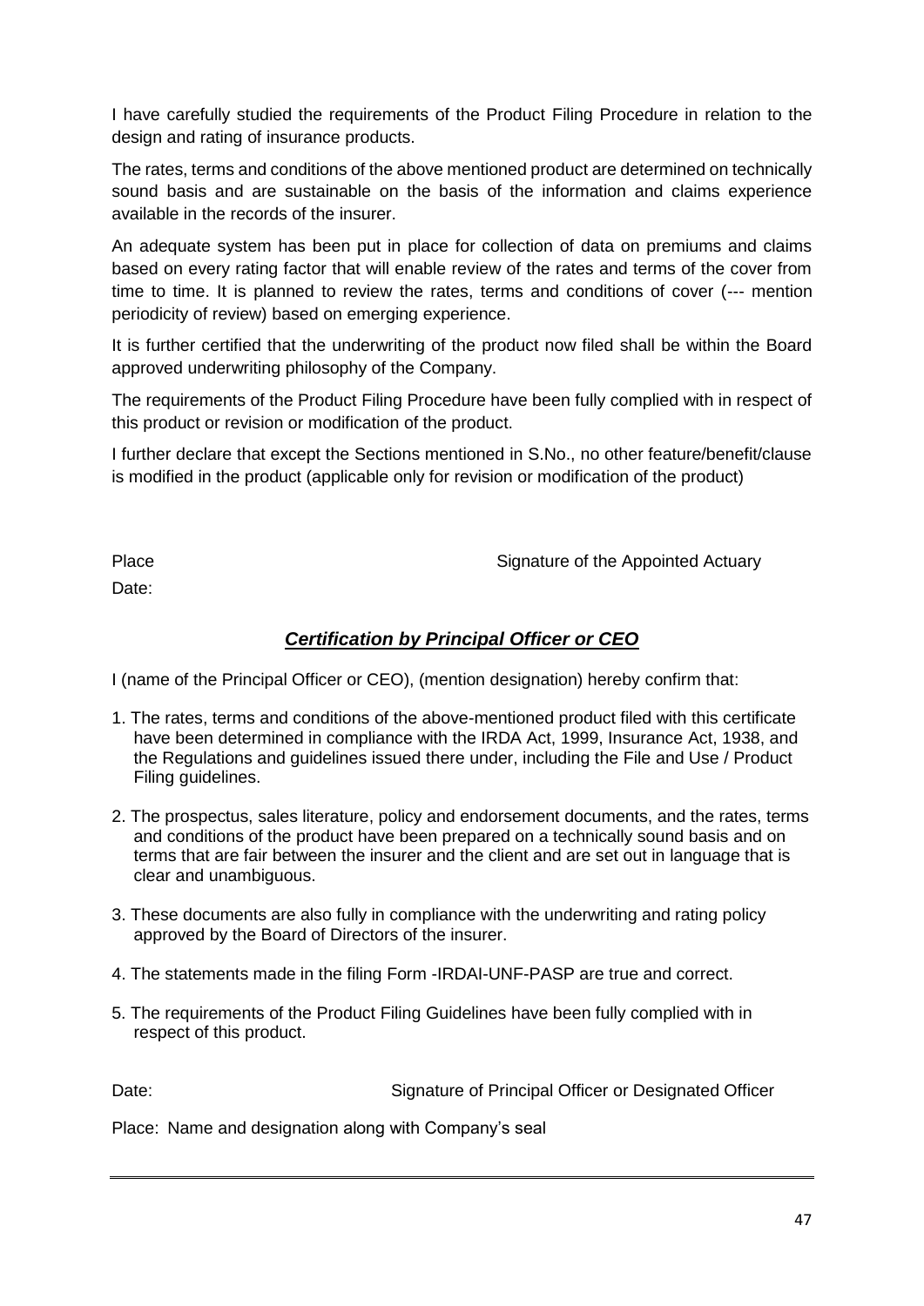I have carefully studied the requirements of the Product Filing Procedure in relation to the design and rating of insurance products.

The rates, terms and conditions of the above mentioned product are determined on technically sound basis and are sustainable on the basis of the information and claims experience available in the records of the insurer.

An adequate system has been put in place for collection of data on premiums and claims based on every rating factor that will enable review of the rates and terms of the cover from time to time. It is planned to review the rates, terms and conditions of cover (--- mention periodicity of review) based on emerging experience.

It is further certified that the underwriting of the product now filed shall be within the Board approved underwriting philosophy of the Company.

The requirements of the Product Filing Procedure have been fully complied with in respect of this product or revision or modification of the product.

I further declare that except the Sections mentioned in S.No., no other feature/benefit/clause is modified in the product (applicable only for revision or modification of the product)

Place Signature of the Appointed Actuary

Date:

## ***Certification by Principal Officer or CEO***

I (name of the Principal Officer or CEO), (mention designation) hereby confirm that:

1. The rates, terms and conditions of the above-mentioned product filed with this certificate have been determined in compliance with the IRDA Act, 1999, Insurance Act, 1938, and the Regulations and guidelines issued there under, including the File and Use / Product Filing guidelines.
2. The prospectus, sales literature, policy and endorsement documents, and the rates, terms and conditions of the product have been prepared on a technically sound basis and on terms that are fair between the insurer and the client and are set out in language that is clear and unambiguous.
3. These documents are also fully in compliance with the underwriting and rating policy approved by the Board of Directors of the insurer.
4. The statements made in the filing Form -IRDAI-UNF-PASP are true and correct.
5. The requirements of the Product Filing Guidelines have been fully complied with in respect of this product.

Date: Signature of Principal Officer or Designated Officer

Place: Name and designation along with Company's seal